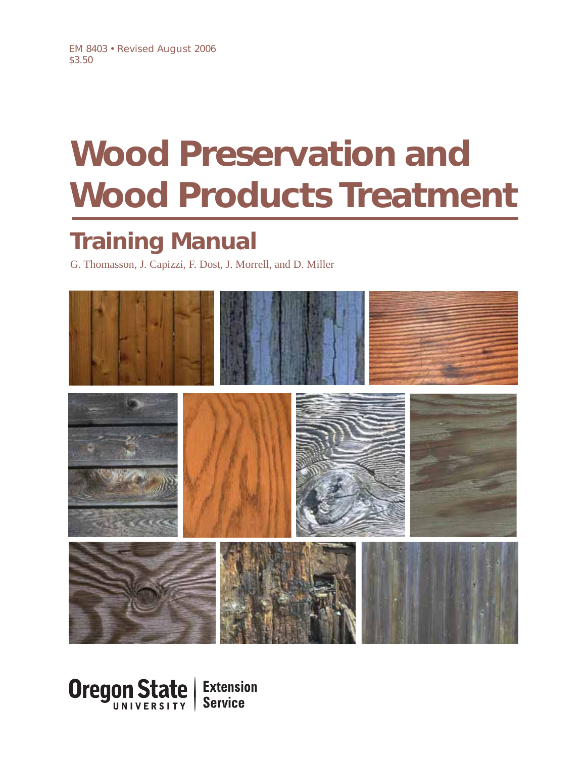EM 8403 • Revised August 2006
$3.50

# Wood Preservation and Wood Products Treatment

## Training Manual

G. Thomasson, J. Capizzi, F. Dost, J. Morrell, and D. Miller

Oregon State University | Extension Service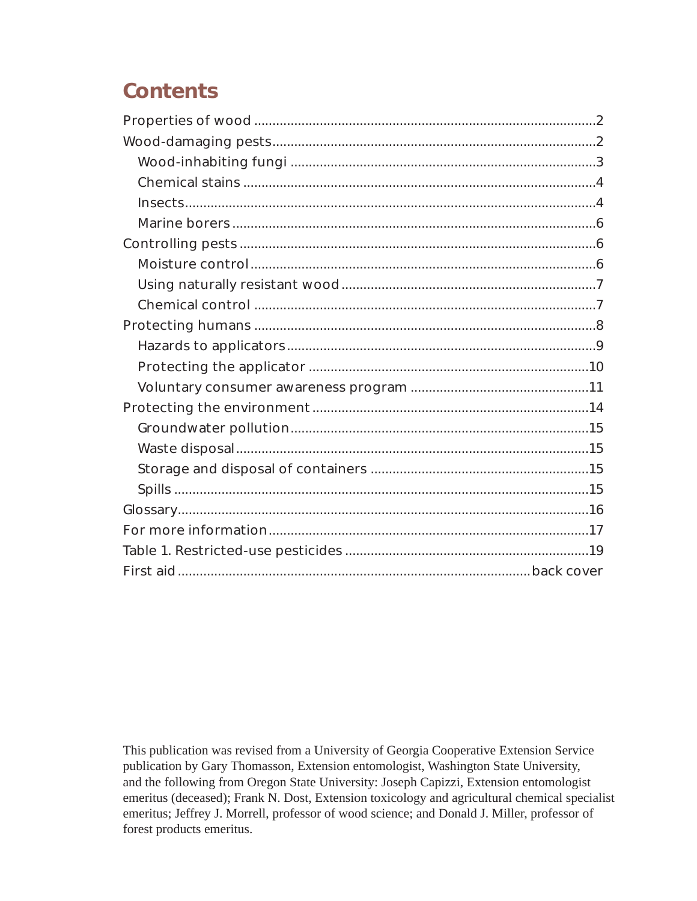## Contents

- Properties of wood ....................2
- Wood-damaging pests ....................2
  - Wood-inhabiting fungi ....................3
  - Chemical stains ....................4
  - Insects ....................4
  - Marine borers ....................6
- Controlling pests ....................6
  - Moisture control ....................6
  - Using naturally resistant wood ....................7
  - Chemical control ....................7
- Protecting humans ....................8
  - Hazards to applicators ....................9
  - Protecting the applicator ....................10
  - Voluntary consumer awareness program ....................11
- Protecting the environment ....................14
  - Groundwater pollution ....................15
  - Waste disposal ....................15
  - Storage and disposal of containers ....................15
  - Spills ....................15
- Glossary ....................16
- For more information ....................17
- Table 1. Restricted-use pesticides ....................19
- First aid ....................back cover

This publication was revised from a University of Georgia Cooperative Extension Service publication by Gary Thomasson, Extension entomologist, Washington State University, and the following from Oregon State University: Joseph Capizzi, Extension entomologist emeritus (deceased); Frank N. Dost, Extension toxicology and agricultural chemical specialist emeritus; Jeffrey J. Morrell, professor of wood science; and Donald J. Miller, professor of forest products emeritus.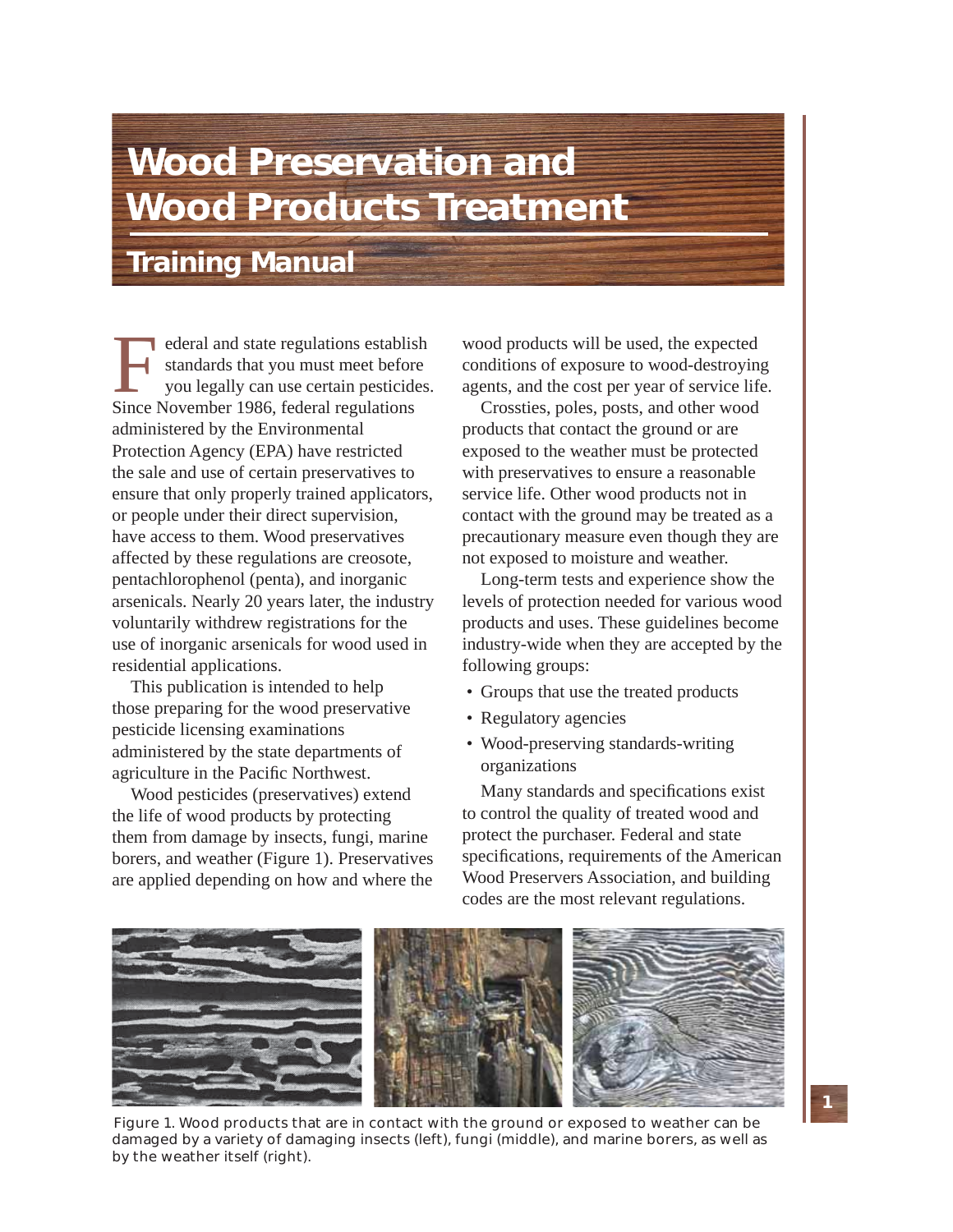# Wood Preservation and Wood Products Treatment

## Training Manual

Federal and state regulations establish standards that you must meet before you legally can use certain pesticides. Since November 1986, federal regulations administered by the Environmental Protection Agency (EPA) have restricted the sale and use of certain preservatives to ensure that only properly trained applicators, or people under their direct supervision, have access to them. Wood preservatives affected by these regulations are creosote, pentachlorophenol (penta), and inorganic arsenicals. Nearly 20 years later, the industry voluntarily withdrew registrations for the use of inorganic arsenicals for wood used in residential applications.

This publication is intended to help those preparing for the wood preservative pesticide licensing examinations administered by the state departments of agriculture in the Pacific Northwest.

Wood pesticides (preservatives) extend the life of wood products by protecting them from damage by insects, fungi, marine borers, and weather (Figure 1). Preservatives are applied depending on how and where the wood products will be used, the expected conditions of exposure to wood-destroying agents, and the cost per year of service life.

Crossties, poles, posts, and other wood products that contact the ground or are exposed to the weather must be protected with preservatives to ensure a reasonable service life. Other wood products not in contact with the ground may be treated as a precautionary measure even though they are not exposed to moisture and weather.

Long-term tests and experience show the levels of protection needed for various wood products and uses. These guidelines become industry-wide when they are accepted by the following groups:

- Groups that use the treated products
- Regulatory agencies
- Wood-preserving standards-writing organizations

Many standards and specifications exist to control the quality of treated wood and protect the purchaser. Federal and state specifications, requirements of the American Wood Preservers Association, and building codes are the most relevant regulations.

Figure 1. Wood products that are in contact with the ground or exposed to weather can be damaged by a variety of damaging insects (left), fungi (middle), and marine borers, as well as by the weather itself (right).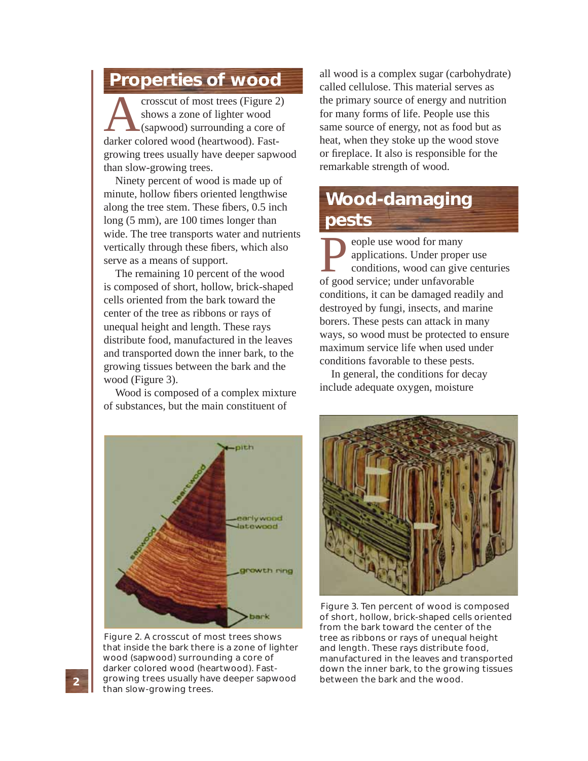## Properties of wood

A crosscut of most trees (Figure 2) shows a zone of lighter wood (sapwood) surrounding a core of darker colored wood (heartwood). Fast-growing trees usually have deeper sapwood than slow-growing trees.

Ninety percent of wood is made up of minute, hollow fibers oriented lengthwise along the tree stem. These fibers, 0.5 inch long (5 mm), are 100 times longer than wide. The tree transports water and nutrients vertically through these fibers, which also serve as a means of support.

The remaining 10 percent of the wood is composed of short, hollow, brick-shaped cells oriented from the bark toward the center of the tree as ribbons or rays of unequal height and length. These rays distribute food, manufactured in the leaves and transported down the inner bark, to the growing tissues between the bark and the wood (Figure 3).

Wood is composed of a complex mixture of substances, but the main constituent of all wood is a complex sugar (carbohydrate) called cellulose. This material serves as the primary source of energy and nutrition for many forms of life. People use this same source of energy, not as food but as heat, when they stoke up the wood stove or fireplace. It also is responsible for the remarkable strength of wood.

## Wood-damaging pests

People use wood for many applications. Under proper use conditions, wood can give centuries of good service; under unfavorable conditions, it can be damaged readily and destroyed by fungi, insects, and marine borers. These pests can attack in many ways, so wood must be protected to ensure maximum service life when used under conditions favorable to these pests.

In general, the conditions for decay include adequate oxygen, moisture

Figure 2. A crosscut of most trees shows that inside the bark there is a zone of lighter wood (sapwood) surrounding a core of darker colored wood (heartwood). Fast-growing trees usually have deeper sapwood than slow-growing trees.

Figure 3. Ten percent of wood is composed of short, hollow, brick-shaped cells oriented from the bark toward the center of the tree as ribbons or rays of unequal height and length. These rays distribute food, manufactured in the leaves and transported down the inner bark, to the growing tissues between the bark and the wood.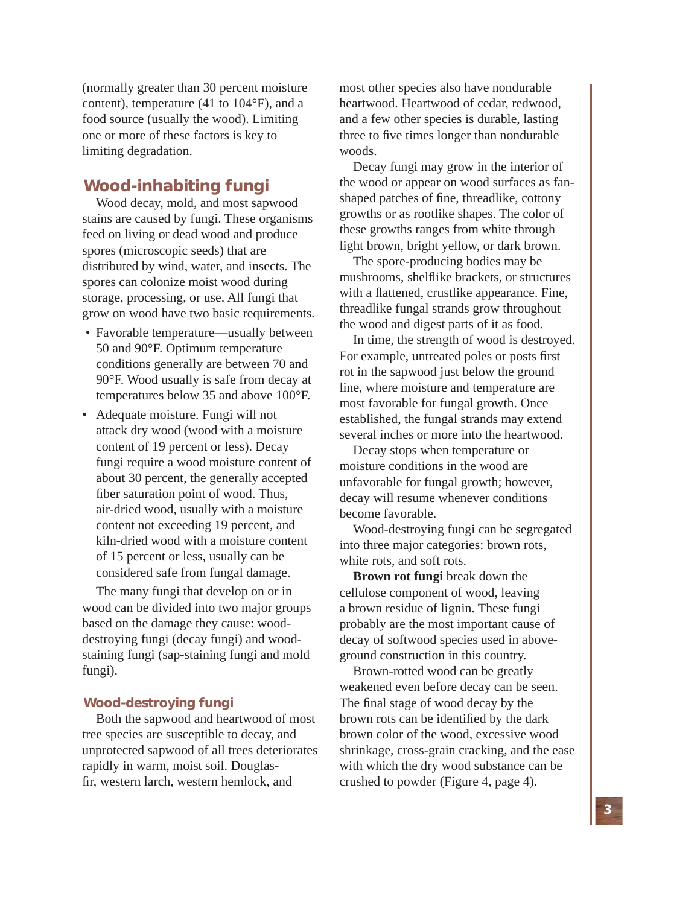(normally greater than 30 percent moisture content), temperature (41 to 104°F), and a food source (usually the wood). Limiting one or more of these factors is key to limiting degradation.

## Wood-inhabiting fungi

Wood decay, mold, and most sapwood stains are caused by fungi. These organisms feed on living or dead wood and produce spores (microscopic seeds) that are distributed by wind, water, and insects. The spores can colonize moist wood during storage, processing, or use. All fungi that grow on wood have two basic requirements.

- Favorable temperature—usually between 50 and 90°F. Optimum temperature conditions generally are between 70 and 90°F. Wood usually is safe from decay at temperatures below 35 and above 100°F.
- Adequate moisture. Fungi will not attack dry wood (wood with a moisture content of 19 percent or less). Decay fungi require a wood moisture content of about 30 percent, the generally accepted fiber saturation point of wood. Thus, air-dried wood, usually with a moisture content not exceeding 19 percent, and kiln-dried wood with a moisture content of 15 percent or less, usually can be considered safe from fungal damage.

The many fungi that develop on or in wood can be divided into two major groups based on the damage they cause: wood-destroying fungi (decay fungi) and wood-staining fungi (sap-staining fungi and mold fungi).

### Wood-destroying fungi

Both the sapwood and heartwood of most tree species are susceptible to decay, and unprotected sapwood of all trees deteriorates rapidly in warm, moist soil. Douglas-fir, western larch, western hemlock, and most other species also have nondurable heartwood. Heartwood of cedar, redwood, and a few other species is durable, lasting three to five times longer than nondurable woods.

Decay fungi may grow in the interior of the wood or appear on wood surfaces as fan-shaped patches of fine, threadlike, cottony growths or as rootlike shapes. The color of these growths ranges from white through light brown, bright yellow, or dark brown.

The spore-producing bodies may be mushrooms, shelflike brackets, or structures with a flattened, crustlike appearance. Fine, threadlike fungal strands grow throughout the wood and digest parts of it as food.

In time, the strength of wood is destroyed. For example, untreated poles or posts first rot in the sapwood just below the ground line, where moisture and temperature are most favorable for fungal growth. Once established, the fungal strands may extend several inches or more into the heartwood.

Decay stops when temperature or moisture conditions in the wood are unfavorable for fungal growth; however, decay will resume whenever conditions become favorable.

Wood-destroying fungi can be segregated into three major categories: brown rots, white rots, and soft rots.

**Brown rot fungi** break down the cellulose component of wood, leaving a brown residue of lignin. These fungi probably are the most important cause of decay of softwood species used in above-ground construction in this country.

Brown-rotted wood can be greatly weakened even before decay can be seen. The final stage of wood decay by the brown rots can be identified by the dark brown color of the wood, excessive wood shrinkage, cross-grain cracking, and the ease with which the dry wood substance can be crushed to powder (Figure 4, page 4).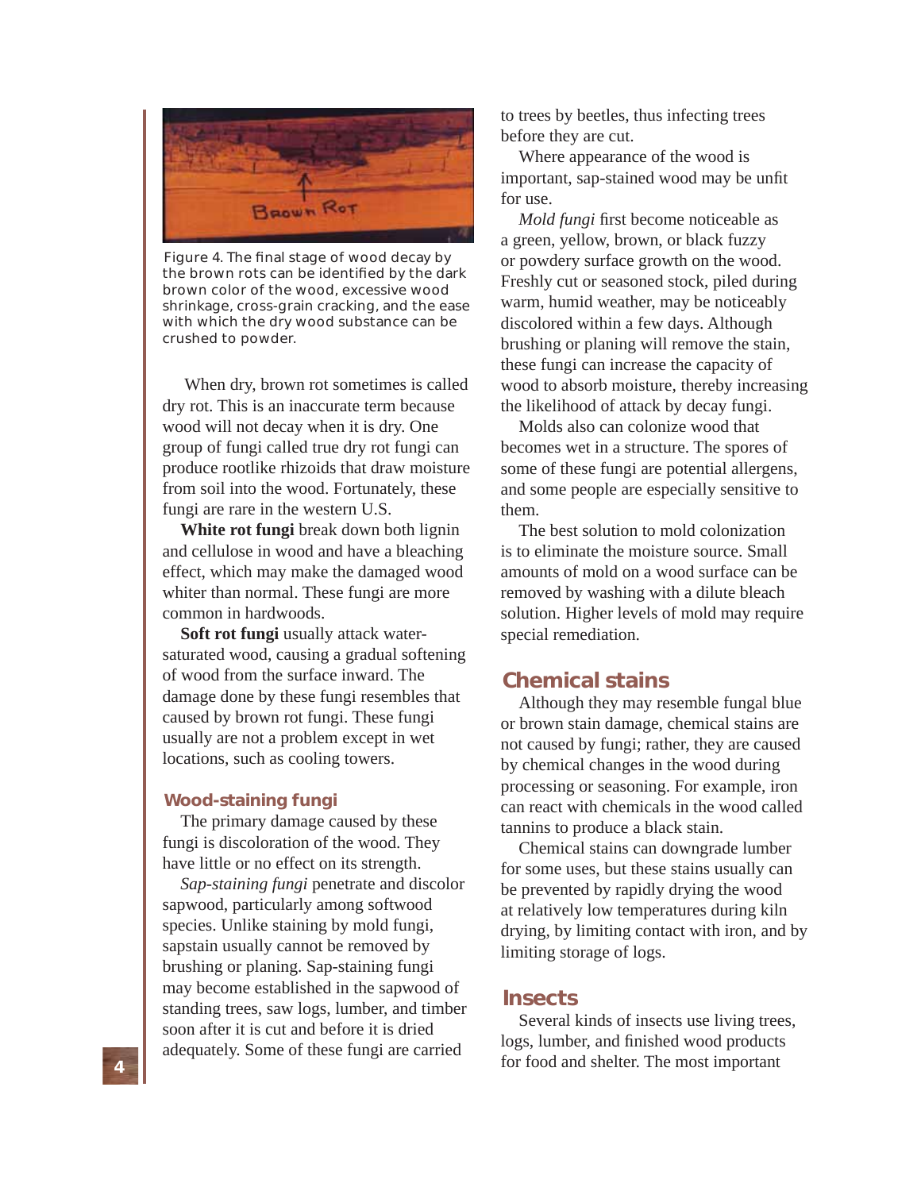Figure 4. The final stage of wood decay by the brown rots can be identified by the dark brown color of the wood, excessive wood shrinkage, cross-grain cracking, and the ease with which the dry wood substance can be crushed to powder.

When dry, brown rot sometimes is called dry rot. This is an inaccurate term because wood will not decay when it is dry. One group of fungi called true dry rot fungi can produce rootlike rhizoids that draw moisture from soil into the wood. Fortunately, these fungi are rare in the western U.S.

**White rot fungi** break down both lignin and cellulose in wood and have a bleaching effect, which may make the damaged wood whiter than normal. These fungi are more common in hardwoods.

**Soft rot fungi** usually attack water-saturated wood, causing a gradual softening of wood from the surface inward. The damage done by these fungi resembles that caused by brown rot fungi. These fungi usually are not a problem except in wet locations, such as cooling towers.

### Wood-staining fungi

The primary damage caused by these fungi is discoloration of the wood. They have little or no effect on its strength.

*Sap-staining fungi* penetrate and discolor sapwood, particularly among softwood species. Unlike staining by mold fungi, sapstain usually cannot be removed by brushing or planing. Sap-staining fungi may become established in the sapwood of standing trees, saw logs, lumber, and timber soon after it is cut and before it is dried adequately. Some of these fungi are carried to trees by beetles, thus infecting trees before they are cut.

Where appearance of the wood is important, sap-stained wood may be unfit for use.

*Mold fungi* first become noticeable as a green, yellow, brown, or black fuzzy or powdery surface growth on the wood. Freshly cut or seasoned stock, piled during warm, humid weather, may be noticeably discolored within a few days. Although brushing or planing will remove the stain, these fungi can increase the capacity of wood to absorb moisture, thereby increasing the likelihood of attack by decay fungi.

Molds also can colonize wood that becomes wet in a structure. The spores of some of these fungi are potential allergens, and some people are especially sensitive to them.

The best solution to mold colonization is to eliminate the moisture source. Small amounts of mold on a wood surface can be removed by washing with a dilute bleach solution. Higher levels of mold may require special remediation.

## Chemical stains

Although they may resemble fungal blue or brown stain damage, chemical stains are not caused by fungi; rather, they are caused by chemical changes in the wood during processing or seasoning. For example, iron can react with chemicals in the wood called tannins to produce a black stain.

Chemical stains can downgrade lumber for some uses, but these stains usually can be prevented by rapidly drying the wood at relatively low temperatures during kiln drying, by limiting contact with iron, and by limiting storage of logs.

## Insects

Several kinds of insects use living trees, logs, lumber, and finished wood products for food and shelter. The most important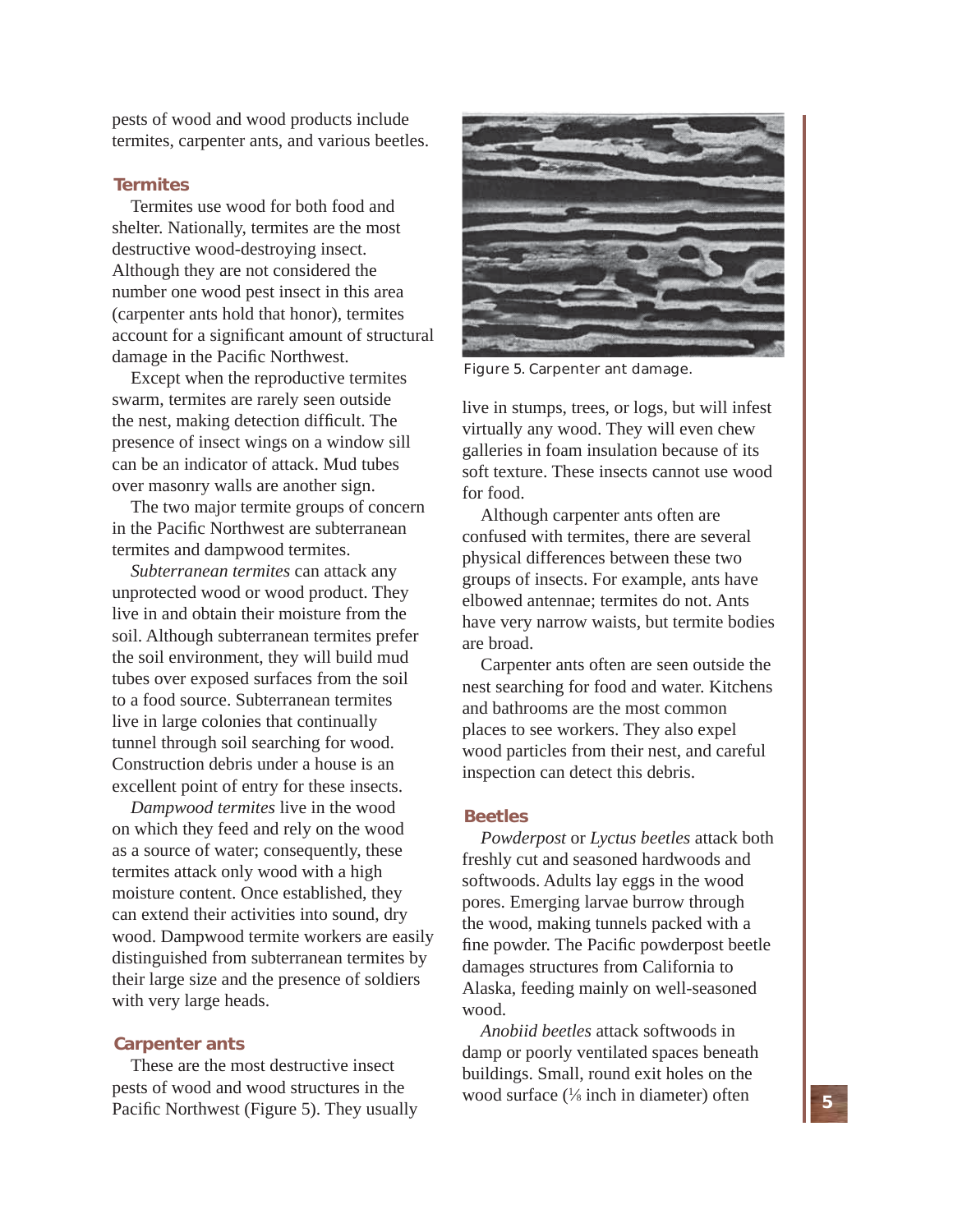pests of wood and wood products include termites, carpenter ants, and various beetles.

### Termites

Termites use wood for both food and shelter. Nationally, termites are the most destructive wood-destroying insect. Although they are not considered the number one wood pest insect in this area (carpenter ants hold that honor), termites account for a significant amount of structural damage in the Pacific Northwest.

Except when the reproductive termites swarm, termites are rarely seen outside the nest, making detection difficult. The presence of insect wings on a window sill can be an indicator of attack. Mud tubes over masonry walls are another sign.

The two major termite groups of concern in the Pacific Northwest are subterranean termites and dampwood termites.

*Subterranean termites* can attack any unprotected wood or wood product. They live in and obtain their moisture from the soil. Although subterranean termites prefer the soil environment, they will build mud tubes over exposed surfaces from the soil to a food source. Subterranean termites live in large colonies that continually tunnel through soil searching for wood. Construction debris under a house is an excellent point of entry for these insects.

*Dampwood termites* live in the wood on which they feed and rely on the wood as a source of water; consequently, these termites attack only wood with a high moisture content. Once established, they can extend their activities into sound, dry wood. Dampwood termite workers are easily distinguished from subterranean termites by their large size and the presence of soldiers with very large heads.

### Carpenter ants

These are the most destructive insect pests of wood and wood structures in the Pacific Northwest (Figure 5). They usually live in stumps, trees, or logs, but will infest virtually any wood. They will even chew galleries in foam insulation because of its soft texture. These insects cannot use wood for food.

Figure 5. Carpenter ant damage.

Although carpenter ants often are confused with termites, there are several physical differences between these two groups of insects. For example, ants have elbowed antennae; termites do not. Ants have very narrow waists, but termite bodies are broad.

Carpenter ants often are seen outside the nest searching for food and water. Kitchens and bathrooms are the most common places to see workers. They also expel wood particles from their nest, and careful inspection can detect this debris.

### Beetles

*Powderpost* or *Lyctus beetles* attack both freshly cut and seasoned hardwoods and softwoods. Adults lay eggs in the wood pores. Emerging larvae burrow through the wood, making tunnels packed with a fine powder. The Pacific powderpost beetle damages structures from California to Alaska, feeding mainly on well-seasoned wood.

*Anobiid beetles* attack softwoods in damp or poorly ventilated spaces beneath buildings. Small, round exit holes on the wood surface (⅛ inch in diameter) often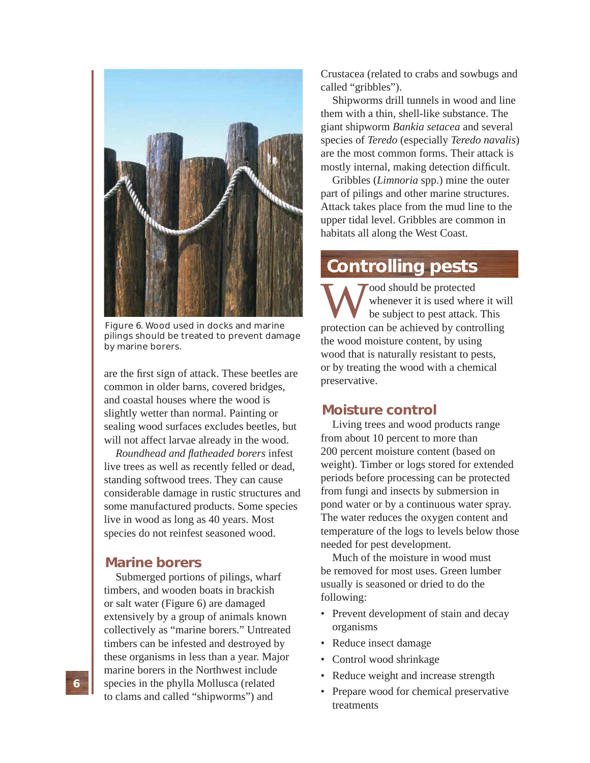Figure 6. Wood used in docks and marine pilings should be treated to prevent damage by marine borers.

are the first sign of attack. These beetles are common in older barns, covered bridges, and coastal houses where the wood is slightly wetter than normal. Painting or sealing wood surfaces excludes beetles, but will not affect larvae already in the wood.

*Roundhead and flatheaded borers* infest live trees as well as recently felled or dead, standing softwood trees. They can cause considerable damage in rustic structures and some manufactured products. Some species live in wood as long as 40 years. Most species do not reinfest seasoned wood.

### Marine borers

Submerged portions of pilings, wharf timbers, and wooden boats in brackish or salt water (Figure 6) are damaged extensively by a group of animals known collectively as "marine borers." Untreated timbers can be infested and destroyed by these organisms in less than a year. Major marine borers in the Northwest include species in the phylla Mollusca (related to clams and called "shipworms") and Crustacea (related to crabs and sowbugs and called "gribbles").

Shipworms drill tunnels in wood and line them with a thin, shell-like substance. The giant shipworm *Bankia setacea* and several species of *Teredo* (especially *Teredo navalis*) are the most common forms. Their attack is mostly internal, making detection difficult.

Gribbles (*Limnoria* spp.) mine the outer part of pilings and other marine structures. Attack takes place from the mud line to the upper tidal level. Gribbles are common in habitats all along the West Coast.

## Controlling pests

Wood should be protected whenever it is used where it will be subject to pest attack. This protection can be achieved by controlling the wood moisture content, by using wood that is naturally resistant to pests, or by treating the wood with a chemical preservative.

### Moisture control

Living trees and wood products range from about 10 percent to more than 200 percent moisture content (based on weight). Timber or logs stored for extended periods before processing can be protected from fungi and insects by submersion in pond water or by a continuous water spray. The water reduces the oxygen content and temperature of the logs to levels below those needed for pest development.

Much of the moisture in wood must be removed for most uses. Green lumber usually is seasoned or dried to do the following:

- Prevent development of stain and decay organisms
- Reduce insect damage
- Control wood shrinkage
- Reduce weight and increase strength
- Prepare wood for chemical preservative treatments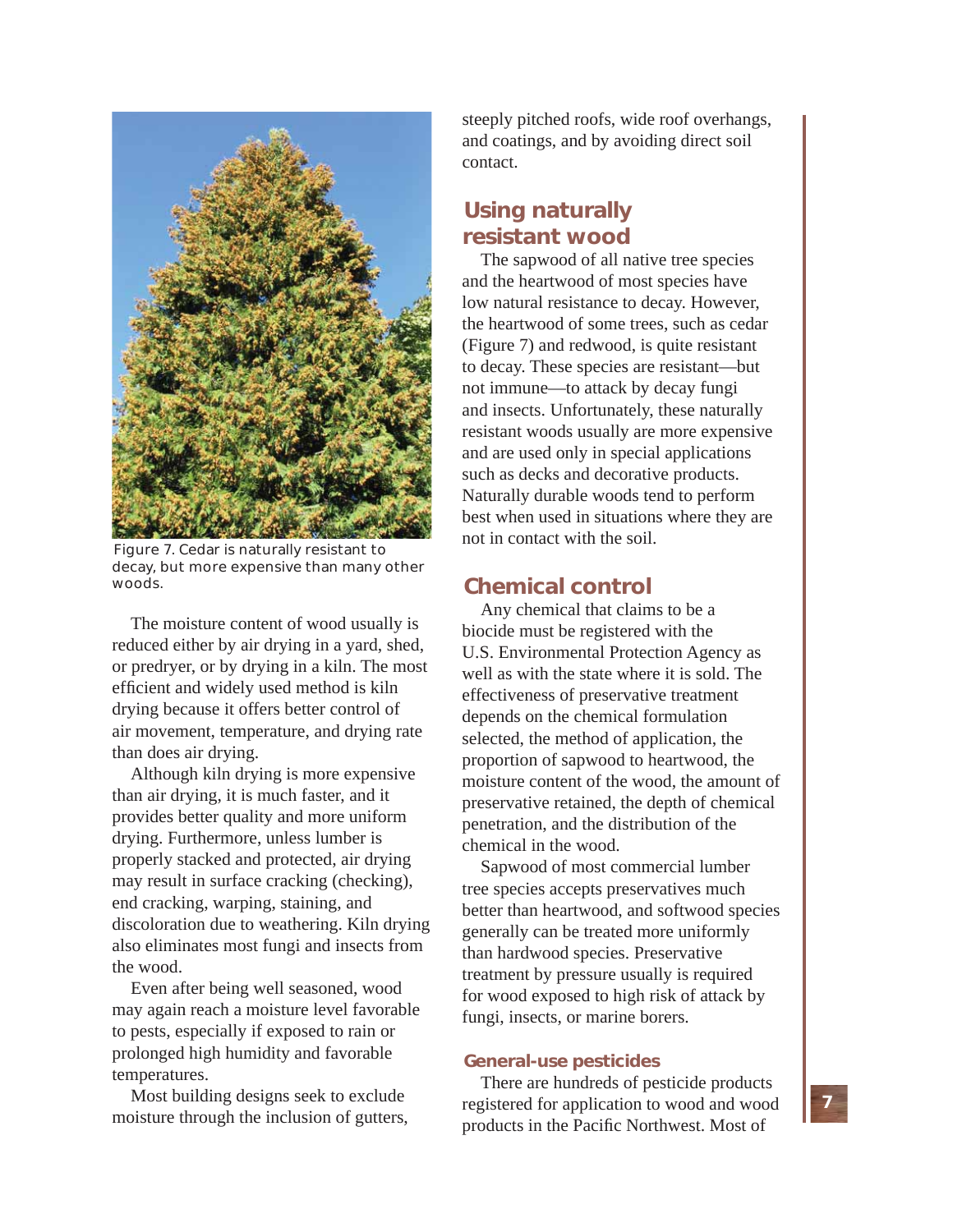Figure 7. Cedar is naturally resistant to decay, but more expensive than many other woods.

The moisture content of wood usually is reduced either by air drying in a yard, shed, or predryer, or by drying in a kiln. The most efficient and widely used method is kiln drying because it offers better control of air movement, temperature, and drying rate than does air drying.

Although kiln drying is more expensive than air drying, it is much faster, and it provides better quality and more uniform drying. Furthermore, unless lumber is properly stacked and protected, air drying may result in surface cracking (checking), end cracking, warping, staining, and discoloration due to weathering. Kiln drying also eliminates most fungi and insects from the wood.

Even after being well seasoned, wood may again reach a moisture level favorable to pests, especially if exposed to rain or prolonged high humidity and favorable temperatures.

Most building designs seek to exclude moisture through the inclusion of gutters, steeply pitched roofs, wide roof overhangs, and coatings, and by avoiding direct soil contact.

## Using naturally resistant wood

The sapwood of all native tree species and the heartwood of most species have low natural resistance to decay. However, the heartwood of some trees, such as cedar (Figure 7) and redwood, is quite resistant to decay. These species are resistant—but not immune—to attack by decay fungi and insects. Unfortunately, these naturally resistant woods usually are more expensive and are used only in special applications such as decks and decorative products. Naturally durable woods tend to perform best when used in situations where they are not in contact with the soil.

## Chemical control

Any chemical that claims to be a biocide must be registered with the U.S. Environmental Protection Agency as well as with the state where it is sold. The effectiveness of preservative treatment depends on the chemical formulation selected, the method of application, the proportion of sapwood to heartwood, the moisture content of the wood, the amount of preservative retained, the depth of chemical penetration, and the distribution of the chemical in the wood.

Sapwood of most commercial lumber tree species accepts preservatives much better than heartwood, and softwood species generally can be treated more uniformly than hardwood species. Preservative treatment by pressure usually is required for wood exposed to high risk of attack by fungi, insects, or marine borers.

### General-use pesticides

There are hundreds of pesticide products registered for application to wood and wood products in the Pacific Northwest. Most of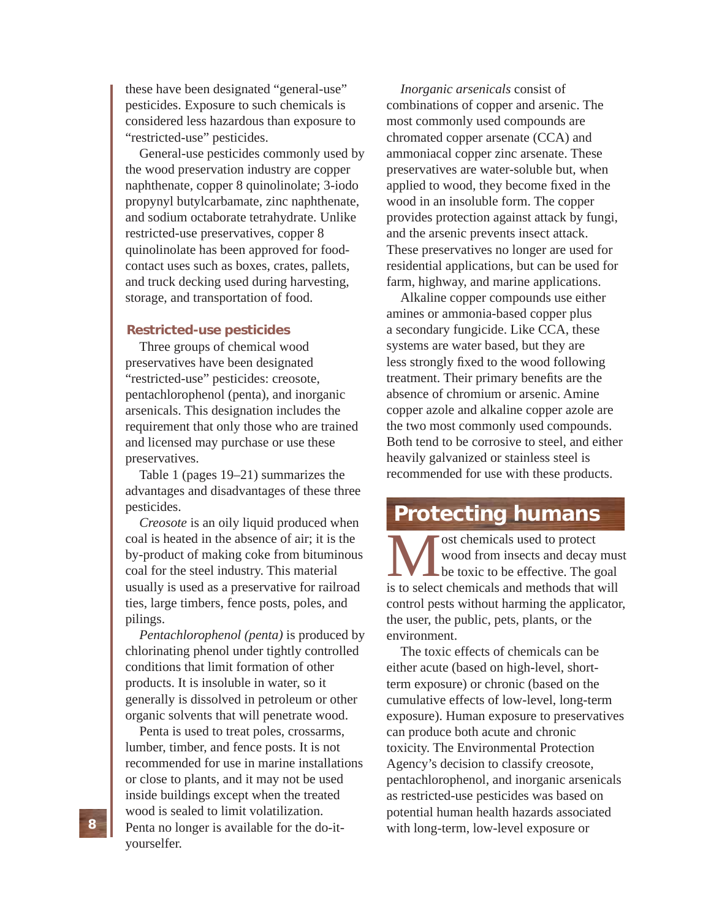these have been designated "general-use" pesticides. Exposure to such chemicals is considered less hazardous than exposure to "restricted-use" pesticides.

General-use pesticides commonly used by the wood preservation industry are copper naphthenate, copper 8 quinolinolate; 3-iodo propynyl butylcarbamate, zinc naphthenate, and sodium octaborate tetrahydrate. Unlike restricted-use preservatives, copper 8 quinolinolate has been approved for food-contact uses such as boxes, crates, pallets, and truck decking used during harvesting, storage, and transportation of food.

### Restricted-use pesticides

Three groups of chemical wood preservatives have been designated "restricted-use" pesticides: creosote, pentachlorophenol (penta), and inorganic arsenicals. This designation includes the requirement that only those who are trained and licensed may purchase or use these preservatives.

Table 1 (pages 19–21) summarizes the advantages and disadvantages of these three pesticides.

*Creosote* is an oily liquid produced when coal is heated in the absence of air; it is the by-product of making coke from bituminous coal for the steel industry. This material usually is used as a preservative for railroad ties, large timbers, fence posts, poles, and pilings.

*Pentachlorophenol (penta)* is produced by chlorinating phenol under tightly controlled conditions that limit formation of other products. It is insoluble in water, so it generally is dissolved in petroleum or other organic solvents that will penetrate wood.

Penta is used to treat poles, crossarms, lumber, timber, and fence posts. It is not recommended for use in marine installations or close to plants, and it may not be used inside buildings except when the treated wood is sealed to limit volatilization. Penta no longer is available for the do-it-yourselfer.

*Inorganic arsenicals* consist of combinations of copper and arsenic. The most commonly used compounds are chromated copper arsenate (CCA) and ammoniacal copper zinc arsenate. These preservatives are water-soluble but, when applied to wood, they become fixed in the wood in an insoluble form. The copper provides protection against attack by fungi, and the arsenic prevents insect attack. These preservatives no longer are used for residential applications, but can be used for farm, highway, and marine applications.

Alkaline copper compounds use either amines or ammonia-based copper plus a secondary fungicide. Like CCA, these systems are water based, but they are less strongly fixed to the wood following treatment. Their primary benefits are the absence of chromium or arsenic. Amine copper azole and alkaline copper azole are the two most commonly used compounds. Both tend to be corrosive to steel, and either heavily galvanized or stainless steel is recommended for use with these products.

## Protecting humans

Most chemicals used to protect wood from insects and decay must be toxic to be effective. The goal is to select chemicals and methods that will control pests without harming the applicator, the user, the public, pets, plants, or the environment.

The toxic effects of chemicals can be either acute (based on high-level, short-term exposure) or chronic (based on the cumulative effects of low-level, long-term exposure). Human exposure to preservatives can produce both acute and chronic toxicity. The Environmental Protection Agency's decision to classify creosote, pentachlorophenol, and inorganic arsenicals as restricted-use pesticides was based on potential human health hazards associated with long-term, low-level exposure or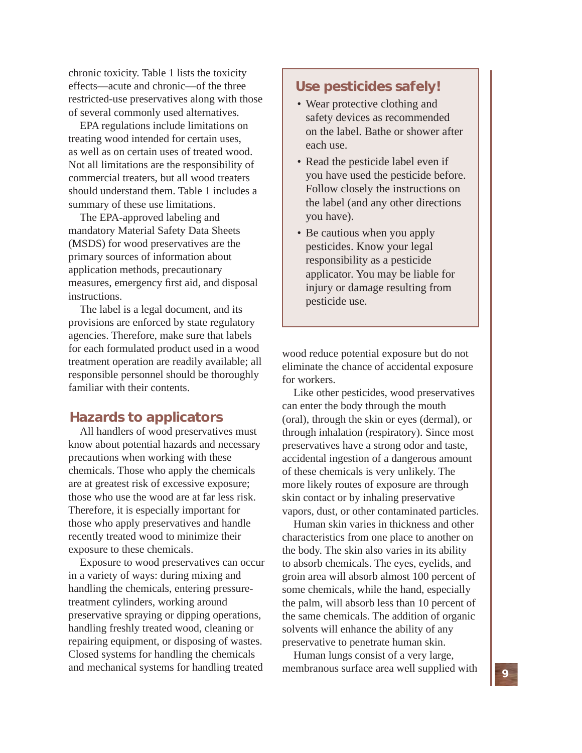chronic toxicity. Table 1 lists the toxicity effects—acute and chronic—of the three restricted-use preservatives along with those of several commonly used alternatives.

EPA regulations include limitations on treating wood intended for certain uses, as well as on certain uses of treated wood. Not all limitations are the responsibility of commercial treaters, but all wood treaters should understand them. Table 1 includes a summary of these use limitations.

The EPA-approved labeling and mandatory Material Safety Data Sheets (MSDS) for wood preservatives are the primary sources of information about application methods, precautionary measures, emergency first aid, and disposal instructions.

The label is a legal document, and its provisions are enforced by state regulatory agencies. Therefore, make sure that labels for each formulated product used in a wood treatment operation are readily available; all responsible personnel should be thoroughly familiar with their contents.

## Hazards to applicators

All handlers of wood preservatives must know about potential hazards and necessary precautions when working with these chemicals. Those who apply the chemicals are at greatest risk of excessive exposure; those who use the wood are at far less risk. Therefore, it is especially important for those who apply preservatives and handle recently treated wood to minimize their exposure to these chemicals.

Exposure to wood preservatives can occur in a variety of ways: during mixing and handling the chemicals, entering pressure-treatment cylinders, working around preservative spraying or dipping operations, handling freshly treated wood, cleaning or repairing equipment, or disposing of wastes. Closed systems for handling the chemicals and mechanical systems for handling treated wood reduce potential exposure but do not eliminate the chance of accidental exposure for workers.

Like other pesticides, wood preservatives can enter the body through the mouth (oral), through the skin or eyes (dermal), or through inhalation (respiratory). Since most preservatives have a strong odor and taste, accidental ingestion of a dangerous amount of these chemicals is very unlikely. The more likely routes of exposure are through skin contact or by inhaling preservative vapors, dust, or other contaminated particles.

Human skin varies in thickness and other characteristics from one place to another on the body. The skin also varies in its ability to absorb chemicals. The eyes, eyelids, and groin area will absorb almost 100 percent of some chemicals, while the hand, especially the palm, will absorb less than 10 percent of the same chemicals. The addition of organic solvents will enhance the ability of any preservative to penetrate human skin.

Human lungs consist of a very large, membranous surface area well supplied with

> **Use pesticides safely!**
>
> - Wear protective clothing and safety devices as recommended on the label. Bathe or shower after each use.
> - Read the pesticide label even if you have used the pesticide before. Follow closely the instructions on the label (and any other directions you have).
> - Be cautious when you apply pesticides. Know your legal responsibility as a pesticide applicator. You may be liable for injury or damage resulting from pesticide use.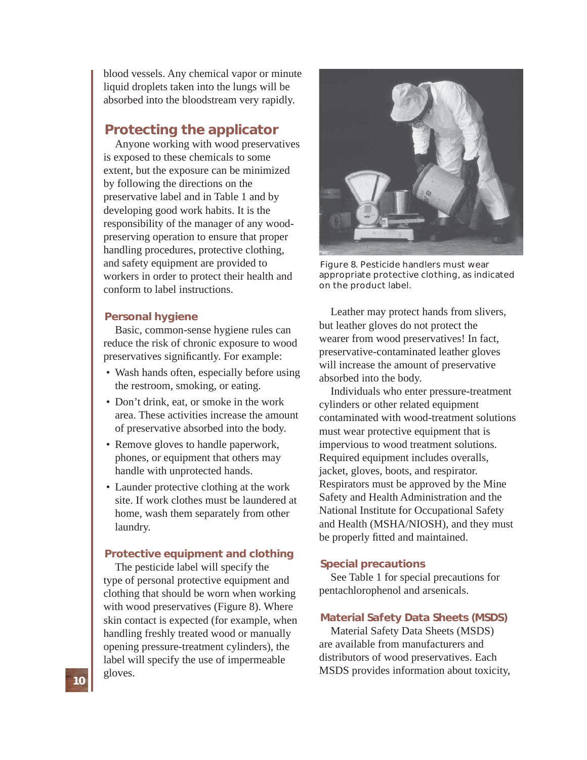blood vessels. Any chemical vapor or minute liquid droplets taken into the lungs will be absorbed into the bloodstream very rapidly.

## Protecting the applicator

Anyone working with wood preservatives is exposed to these chemicals to some extent, but the exposure can be minimized by following the directions on the preservative label and in Table 1 and by developing good work habits. It is the responsibility of the manager of any wood-preserving operation to ensure that proper handling procedures, protective clothing, and safety equipment are provided to workers in order to protect their health and conform to label instructions.

### Personal hygiene

Basic, common-sense hygiene rules can reduce the risk of chronic exposure to wood preservatives significantly. For example:

- Wash hands often, especially before using the restroom, smoking, or eating.
- Don't drink, eat, or smoke in the work area. These activities increase the amount of preservative absorbed into the body.
- Remove gloves to handle paperwork, phones, or equipment that others may handle with unprotected hands.
- Launder protective clothing at the work site. If work clothes must be laundered at home, wash them separately from other laundry.

### Protective equipment and clothing

The pesticide label will specify the type of personal protective equipment and clothing that should be worn when working with wood preservatives (Figure 8). Where skin contact is expected (for example, when handling freshly treated wood or manually opening pressure-treatment cylinders), the label will specify the use of impermeable gloves.

Figure 8. Pesticide handlers must wear appropriate protective clothing, as indicated on the product label.

Leather may protect hands from slivers, but leather gloves do not protect the wearer from wood preservatives! In fact, preservative-contaminated leather gloves will increase the amount of preservative absorbed into the body.

Individuals who enter pressure-treatment cylinders or other related equipment contaminated with wood-treatment solutions must wear protective equipment that is impervious to wood treatment solutions. Required equipment includes overalls, jacket, gloves, boots, and respirator. Respirators must be approved by the Mine Safety and Health Administration and the National Institute for Occupational Safety and Health (MSHA/NIOSH), and they must be properly fitted and maintained.

### Special precautions

See Table 1 for special precautions for pentachlorophenol and arsenicals.

### Material Safety Data Sheets (MSDS)

Material Safety Data Sheets (MSDS) are available from manufacturers and distributors of wood preservatives. Each MSDS provides information about toxicity,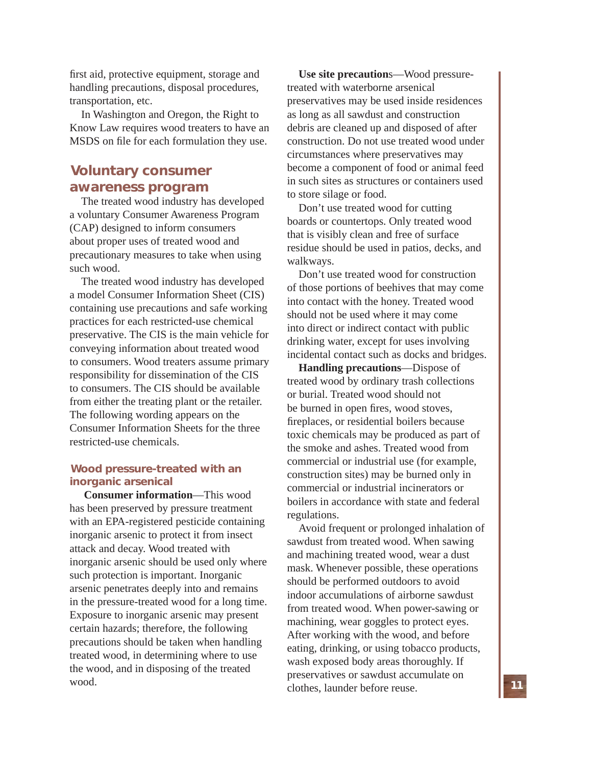first aid, protective equipment, storage and handling precautions, disposal procedures, transportation, etc.

In Washington and Oregon, the Right to Know Law requires wood treaters to have an MSDS on file for each formulation they use.

## Voluntary consumer awareness program

The treated wood industry has developed a voluntary Consumer Awareness Program (CAP) designed to inform consumers about proper uses of treated wood and precautionary measures to take when using such wood.

The treated wood industry has developed a model Consumer Information Sheet (CIS) containing use precautions and safe working practices for each restricted-use chemical preservative. The CIS is the main vehicle for conveying information about treated wood to consumers. Wood treaters assume primary responsibility for dissemination of the CIS to consumers. The CIS should be available from either the treating plant or the retailer. The following wording appears on the Consumer Information Sheets for the three restricted-use chemicals.

### Wood pressure-treated with an inorganic arsenical

**Consumer information**—This wood has been preserved by pressure treatment with an EPA-registered pesticide containing inorganic arsenic to protect it from insect attack and decay. Wood treated with inorganic arsenic should be used only where such protection is important. Inorganic arsenic penetrates deeply into and remains in the pressure-treated wood for a long time. Exposure to inorganic arsenic may present certain hazards; therefore, the following precautions should be taken when handling treated wood, in determining where to use the wood, and in disposing of the treated wood.

**Use site precautions**—Wood pressure-treated with waterborne arsenical preservatives may be used inside residences as long as all sawdust and construction debris are cleaned up and disposed of after construction. Do not use treated wood under circumstances where preservatives may become a component of food or animal feed in such sites as structures or containers used to store silage or food.

Don't use treated wood for cutting boards or countertops. Only treated wood that is visibly clean and free of surface residue should be used in patios, decks, and walkways.

Don't use treated wood for construction of those portions of beehives that may come into contact with the honey. Treated wood should not be used where it may come into direct or indirect contact with public drinking water, except for uses involving incidental contact such as docks and bridges.

**Handling precautions**—Dispose of treated wood by ordinary trash collections or burial. Treated wood should not be burned in open fires, wood stoves, fireplaces, or residential boilers because toxic chemicals may be produced as part of the smoke and ashes. Treated wood from commercial or industrial use (for example, construction sites) may be burned only in commercial or industrial incinerators or boilers in accordance with state and federal regulations.

Avoid frequent or prolonged inhalation of sawdust from treated wood. When sawing and machining treated wood, wear a dust mask. Whenever possible, these operations should be performed outdoors to avoid indoor accumulations of airborne sawdust from treated wood. When power-sawing or machining, wear goggles to protect eyes. After working with the wood, and before eating, drinking, or using tobacco products, wash exposed body areas thoroughly. If preservatives or sawdust accumulate on clothes, launder before reuse.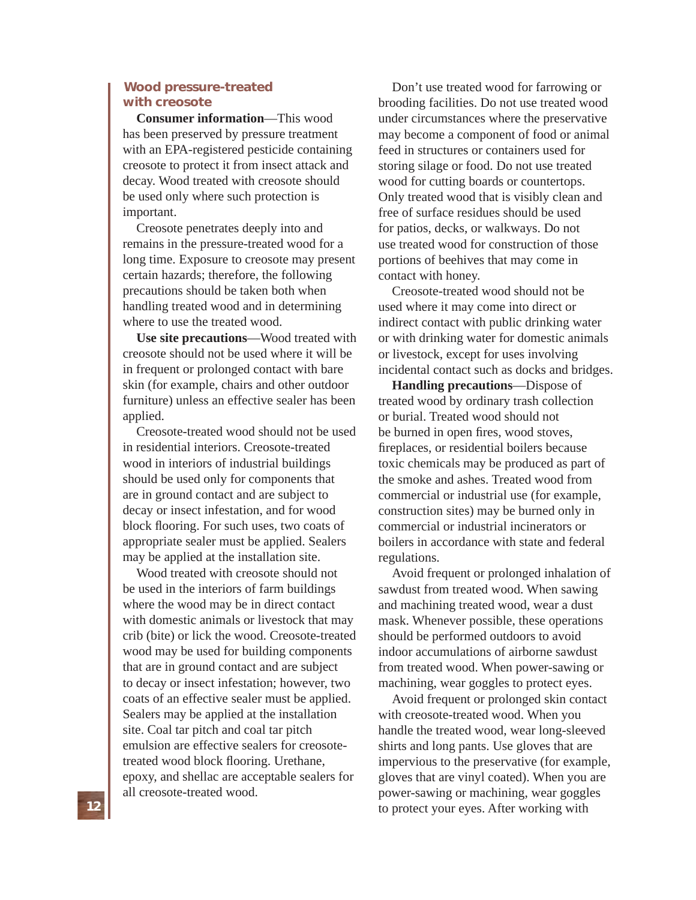## Wood pressure-treated with creosote

**Consumer information**—This wood has been preserved by pressure treatment with an EPA-registered pesticide containing creosote to protect it from insect attack and decay. Wood treated with creosote should be used only where such protection is important.

Creosote penetrates deeply into and remains in the pressure-treated wood for a long time. Exposure to creosote may present certain hazards; therefore, the following precautions should be taken both when handling treated wood and in determining where to use the treated wood.

**Use site precautions**—Wood treated with creosote should not be used where it will be in frequent or prolonged contact with bare skin (for example, chairs and other outdoor furniture) unless an effective sealer has been applied.

Creosote-treated wood should not be used in residential interiors. Creosote-treated wood in interiors of industrial buildings should be used only for components that are in ground contact and are subject to decay or insect infestation, and for wood block flooring. For such uses, two coats of appropriate sealer must be applied. Sealers may be applied at the installation site.

Wood treated with creosote should not be used in the interiors of farm buildings where the wood may be in direct contact with domestic animals or livestock that may crib (bite) or lick the wood. Creosote-treated wood may be used for building components that are in ground contact and are subject to decay or insect infestation; however, two coats of an effective sealer must be applied. Sealers may be applied at the installation site. Coal tar pitch and coal tar pitch emulsion are effective sealers for creosote-treated wood block flooring. Urethane, epoxy, and shellac are acceptable sealers for all creosote-treated wood.

Don't use treated wood for farrowing or brooding facilities. Do not use treated wood under circumstances where the preservative may become a component of food or animal feed in structures or containers used for storing silage or food. Do not use treated wood for cutting boards or countertops. Only treated wood that is visibly clean and free of surface residues should be used for patios, decks, or walkways. Do not use treated wood for construction of those portions of beehives that may come in contact with honey.

Creosote-treated wood should not be used where it may come into direct or indirect contact with public drinking water or with drinking water for domestic animals or livestock, except for uses involving incidental contact such as docks and bridges.

**Handling precautions**—Dispose of treated wood by ordinary trash collection or burial. Treated wood should not be burned in open fires, wood stoves, fireplaces, or residential boilers because toxic chemicals may be produced as part of the smoke and ashes. Treated wood from commercial or industrial use (for example, construction sites) may be burned only in commercial or industrial incinerators or boilers in accordance with state and federal regulations.

Avoid frequent or prolonged inhalation of sawdust from treated wood. When sawing and machining treated wood, wear a dust mask. Whenever possible, these operations should be performed outdoors to avoid indoor accumulations of airborne sawdust from treated wood. When power-sawing or machining, wear goggles to protect eyes.

Avoid frequent or prolonged skin contact with creosote-treated wood. When you handle the treated wood, wear long-sleeved shirts and long pants. Use gloves that are impervious to the preservative (for example, gloves that are vinyl coated). When you are power-sawing or machining, wear goggles to protect your eyes. After working with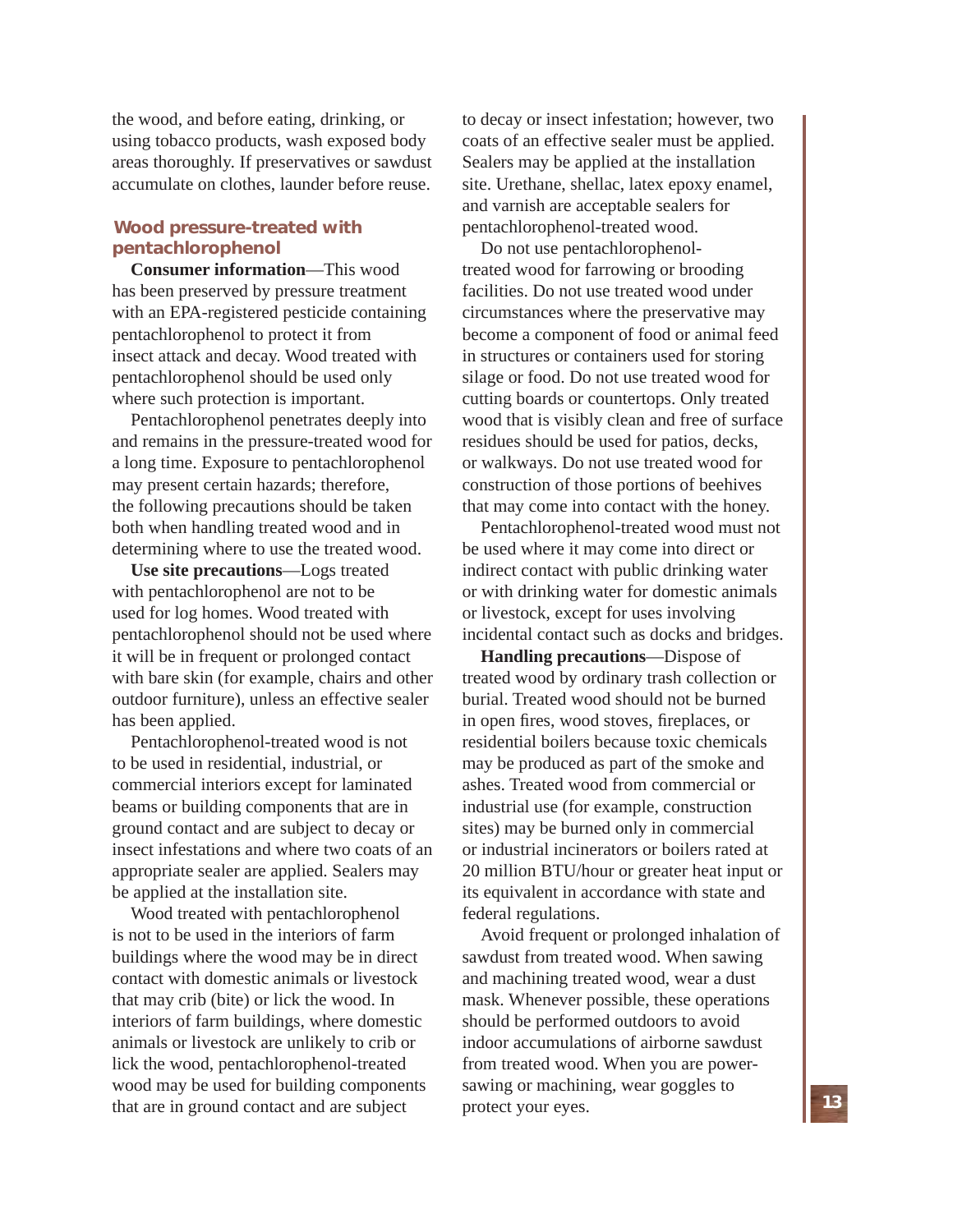the wood, and before eating, drinking, or using tobacco products, wash exposed body areas thoroughly. If preservatives or sawdust accumulate on clothes, launder before reuse.

### Wood pressure-treated with pentachlorophenol

**Consumer information**—This wood has been preserved by pressure treatment with an EPA-registered pesticide containing pentachlorophenol to protect it from insect attack and decay. Wood treated with pentachlorophenol should be used only where such protection is important.

Pentachlorophenol penetrates deeply into and remains in the pressure-treated wood for a long time. Exposure to pentachlorophenol may present certain hazards; therefore, the following precautions should be taken both when handling treated wood and in determining where to use the treated wood.

**Use site precautions**—Logs treated with pentachlorophenol are not to be used for log homes. Wood treated with pentachlorophenol should not be used where it will be in frequent or prolonged contact with bare skin (for example, chairs and other outdoor furniture), unless an effective sealer has been applied.

Pentachlorophenol-treated wood is not to be used in residential, industrial, or commercial interiors except for laminated beams or building components that are in ground contact and are subject to decay or insect infestations and where two coats of an appropriate sealer are applied. Sealers may be applied at the installation site.

Wood treated with pentachlorophenol is not to be used in the interiors of farm buildings where the wood may be in direct contact with domestic animals or livestock that may crib (bite) or lick the wood. In interiors of farm buildings, where domestic animals or livestock are unlikely to crib or lick the wood, pentachlorophenol-treated wood may be used for building components that are in ground contact and are subject to decay or insect infestation; however, two coats of an effective sealer must be applied. Sealers may be applied at the installation site. Urethane, shellac, latex epoxy enamel, and varnish are acceptable sealers for pentachlorophenol-treated wood.

Do not use pentachlorophenol-treated wood for farrowing or brooding facilities. Do not use treated wood under circumstances where the preservative may become a component of food or animal feed in structures or containers used for storing silage or food. Do not use treated wood for cutting boards or countertops. Only treated wood that is visibly clean and free of surface residues should be used for patios, decks, or walkways. Do not use treated wood for construction of those portions of beehives that may come into contact with the honey.

Pentachlorophenol-treated wood must not be used where it may come into direct or indirect contact with public drinking water or with drinking water for domestic animals or livestock, except for uses involving incidental contact such as docks and bridges.

**Handling precautions**—Dispose of treated wood by ordinary trash collection or burial. Treated wood should not be burned in open fires, wood stoves, fireplaces, or residential boilers because toxic chemicals may be produced as part of the smoke and ashes. Treated wood from commercial or industrial use (for example, construction sites) may be burned only in commercial or industrial incinerators or boilers rated at 20 million BTU/hour or greater heat input or its equivalent in accordance with state and federal regulations.

Avoid frequent or prolonged inhalation of sawdust from treated wood. When sawing and machining treated wood, wear a dust mask. Whenever possible, these operations should be performed outdoors to avoid indoor accumulations of airborne sawdust from treated wood. When you are power-sawing or machining, wear goggles to protect your eyes.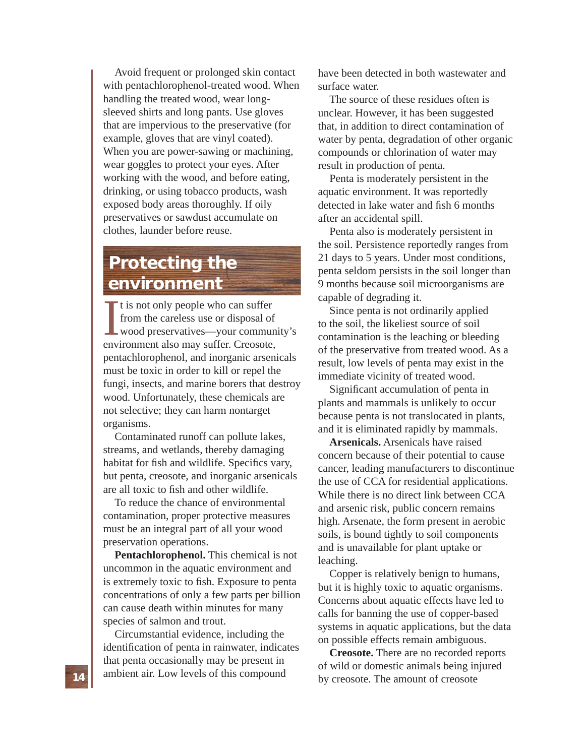Avoid frequent or prolonged skin contact with pentachlorophenol-treated wood. When handling the treated wood, wear long-sleeved shirts and long pants. Use gloves that are impervious to the preservative (for example, gloves that are vinyl coated). When you are power-sawing or machining, wear goggles to protect your eyes. After working with the wood, and before eating, drinking, or using tobacco products, wash exposed body areas thoroughly. If oily preservatives or sawdust accumulate on clothes, launder before reuse.

## Protecting the environment

It is not only people who can suffer from the careless use or disposal of wood preservatives—your community's environment also may suffer. Creosote, pentachlorophenol, and inorganic arsenicals must be toxic in order to kill or repel the fungi, insects, and marine borers that destroy wood. Unfortunately, these chemicals are not selective; they can harm nontarget organisms.

Contaminated runoff can pollute lakes, streams, and wetlands, thereby damaging habitat for fish and wildlife. Specifics vary, but penta, creosote, and inorganic arsenicals are all toxic to fish and other wildlife.

To reduce the chance of environmental contamination, proper protective measures must be an integral part of all your wood preservation operations.

**Pentachlorophenol.** This chemical is not uncommon in the aquatic environment and is extremely toxic to fish. Exposure to penta concentrations of only a few parts per billion can cause death within minutes for many species of salmon and trout.

Circumstantial evidence, including the identification of penta in rainwater, indicates that penta occasionally may be present in ambient air. Low levels of this compound have been detected in both wastewater and surface water.

The source of these residues often is unclear. However, it has been suggested that, in addition to direct contamination of water by penta, degradation of other organic compounds or chlorination of water may result in production of penta.

Penta is moderately persistent in the aquatic environment. It was reportedly detected in lake water and fish 6 months after an accidental spill.

Penta also is moderately persistent in the soil. Persistence reportedly ranges from 21 days to 5 years. Under most conditions, penta seldom persists in the soil longer than 9 months because soil microorganisms are capable of degrading it.

Since penta is not ordinarily applied to the soil, the likeliest source of soil contamination is the leaching or bleeding of the preservative from treated wood. As a result, low levels of penta may exist in the immediate vicinity of treated wood.

Significant accumulation of penta in plants and mammals is unlikely to occur because penta is not translocated in plants, and it is eliminated rapidly by mammals.

**Arsenicals.** Arsenicals have raised concern because of their potential to cause cancer, leading manufacturers to discontinue the use of CCA for residential applications. While there is no direct link between CCA and arsenic risk, public concern remains high. Arsenate, the form present in aerobic soils, is bound tightly to soil components and is unavailable for plant uptake or leaching.

Copper is relatively benign to humans, but it is highly toxic to aquatic organisms. Concerns about aquatic effects have led to calls for banning the use of copper-based systems in aquatic applications, but the data on possible effects remain ambiguous.

**Creosote.** There are no recorded reports of wild or domestic animals being injured by creosote. The amount of creosote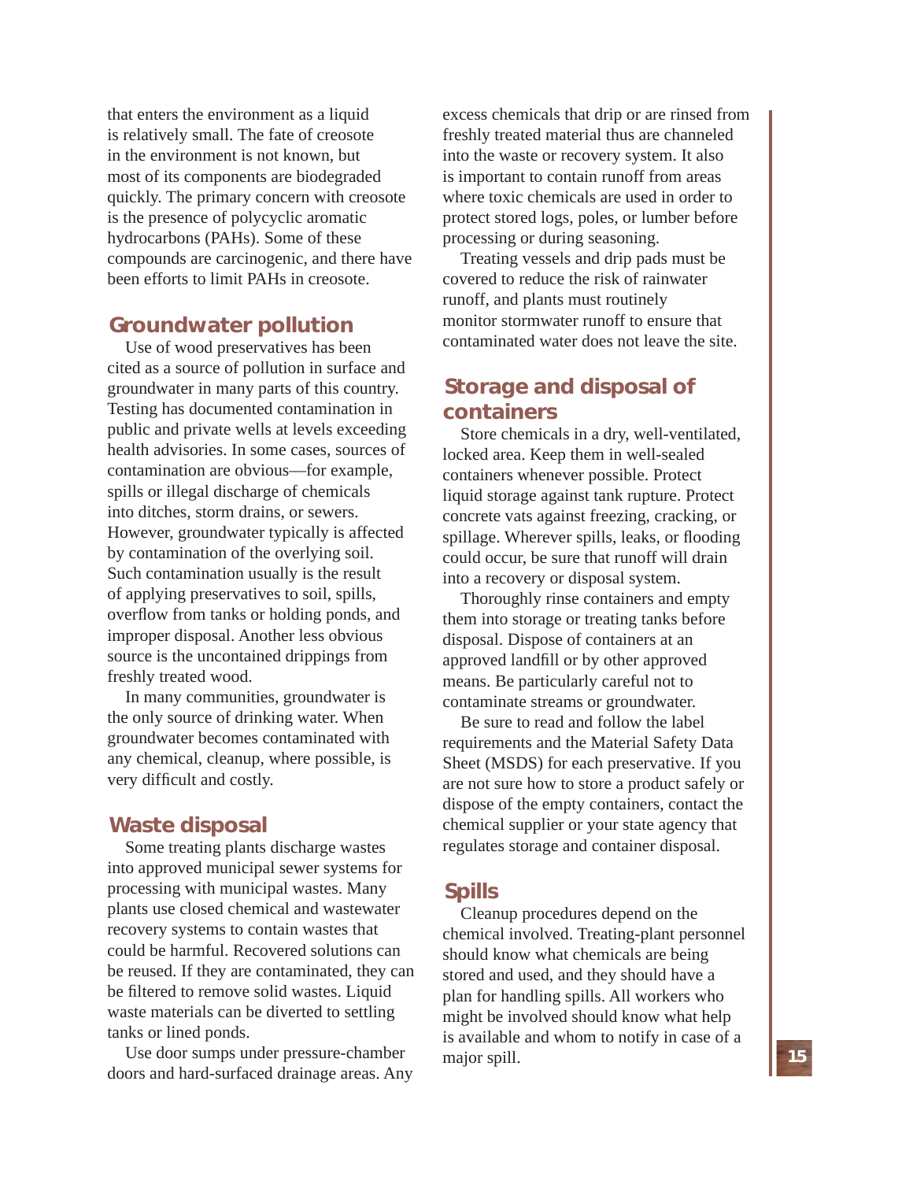that enters the environment as a liquid is relatively small. The fate of creosote in the environment is not known, but most of its components are biodegraded quickly. The primary concern with creosote is the presence of polycyclic aromatic hydrocarbons (PAHs). Some of these compounds are carcinogenic, and there have been efforts to limit PAHs in creosote.

## Groundwater pollution

Use of wood preservatives has been cited as a source of pollution in surface and groundwater in many parts of this country. Testing has documented contamination in public and private wells at levels exceeding health advisories. In some cases, sources of contamination are obvious—for example, spills or illegal discharge of chemicals into ditches, storm drains, or sewers. However, groundwater typically is affected by contamination of the overlying soil. Such contamination usually is the result of applying preservatives to soil, spills, overflow from tanks or holding ponds, and improper disposal. Another less obvious source is the uncontained drippings from freshly treated wood.

In many communities, groundwater is the only source of drinking water. When groundwater becomes contaminated with any chemical, cleanup, where possible, is very difficult and costly.

## Waste disposal

Some treating plants discharge wastes into approved municipal sewer systems for processing with municipal wastes. Many plants use closed chemical and wastewater recovery systems to contain wastes that could be harmful. Recovered solutions can be reused. If they are contaminated, they can be filtered to remove solid wastes. Liquid waste materials can be diverted to settling tanks or lined ponds.

Use door sumps under pressure-chamber doors and hard-surfaced drainage areas. Any excess chemicals that drip or are rinsed from freshly treated material thus are channeled into the waste or recovery system. It also is important to contain runoff from areas where toxic chemicals are used in order to protect stored logs, poles, or lumber before processing or during seasoning.

Treating vessels and drip pads must be covered to reduce the risk of rainwater runoff, and plants must routinely monitor stormwater runoff to ensure that contaminated water does not leave the site.

## Storage and disposal of containers

Store chemicals in a dry, well-ventilated, locked area. Keep them in well-sealed containers whenever possible. Protect liquid storage against tank rupture. Protect concrete vats against freezing, cracking, or spillage. Wherever spills, leaks, or flooding could occur, be sure that runoff will drain into a recovery or disposal system.

Thoroughly rinse containers and empty them into storage or treating tanks before disposal. Dispose of containers at an approved landfill or by other approved means. Be particularly careful not to contaminate streams or groundwater.

Be sure to read and follow the label requirements and the Material Safety Data Sheet (MSDS) for each preservative. If you are not sure how to store a product safely or dispose of the empty containers, contact the chemical supplier or your state agency that regulates storage and container disposal.

## Spills

Cleanup procedures depend on the chemical involved. Treating-plant personnel should know what chemicals are being stored and used, and they should have a plan for handling spills. All workers who might be involved should know what help is available and whom to notify in case of a major spill.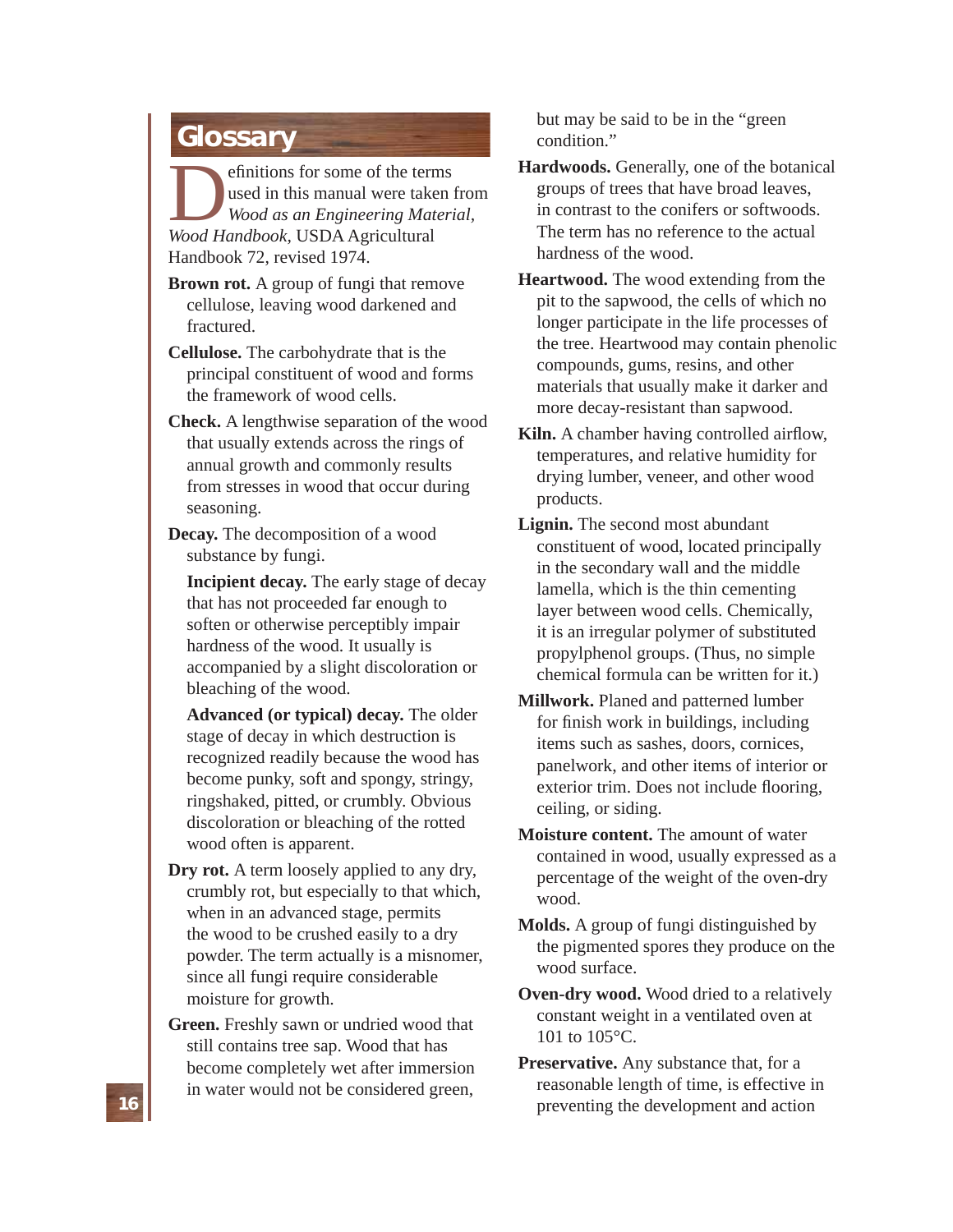# Glossary

Definitions for some of the terms used in this manual were taken from *Wood as an Engineering Material, Wood Handbook*, USDA Agricultural Handbook 72, revised 1974.

**Brown rot.** A group of fungi that remove cellulose, leaving wood darkened and fractured.

**Cellulose.** The carbohydrate that is the principal constituent of wood and forms the framework of wood cells.

**Check.** A lengthwise separation of the wood that usually extends across the rings of annual growth and commonly results from stresses in wood that occur during seasoning.

**Decay.** The decomposition of a wood substance by fungi.

**Incipient decay.** The early stage of decay that has not proceeded far enough to soften or otherwise perceptibly impair hardness of the wood. It usually is accompanied by a slight discoloration or bleaching of the wood.

**Advanced (or typical) decay.** The older stage of decay in which destruction is recognized readily because the wood has become punky, soft and spongy, stringy, ringshaked, pitted, or crumbly. Obvious discoloration or bleaching of the rotted wood often is apparent.

**Dry rot.** A term loosely applied to any dry, crumbly rot, but especially to that which, when in an advanced stage, permits the wood to be crushed easily to a dry powder. The term actually is a misnomer, since all fungi require considerable moisture for growth.

**Green.** Freshly sawn or undried wood that still contains tree sap. Wood that has become completely wet after immersion in water would not be considered green, but may be said to be in the "green condition."

**Hardwoods.** Generally, one of the botanical groups of trees that have broad leaves, in contrast to the conifers or softwoods. The term has no reference to the actual hardness of the wood.

**Heartwood.** The wood extending from the pit to the sapwood, the cells of which no longer participate in the life processes of the tree. Heartwood may contain phenolic compounds, gums, resins, and other materials that usually make it darker and more decay-resistant than sapwood.

**Kiln.** A chamber having controlled airflow, temperatures, and relative humidity for drying lumber, veneer, and other wood products.

**Lignin.** The second most abundant constituent of wood, located principally in the secondary wall and the middle lamella, which is the thin cementing layer between wood cells. Chemically, it is an irregular polymer of substituted propylphenol groups. (Thus, no simple chemical formula can be written for it.)

**Millwork.** Planed and patterned lumber for finish work in buildings, including items such as sashes, doors, cornices, panelwork, and other items of interior or exterior trim. Does not include flooring, ceiling, or siding.

**Moisture content.** The amount of water contained in wood, usually expressed as a percentage of the weight of the oven-dry wood.

**Molds.** A group of fungi distinguished by the pigmented spores they produce on the wood surface.

**Oven-dry wood.** Wood dried to a relatively constant weight in a ventilated oven at 101 to 105°C.

**Preservative.** Any substance that, for a reasonable length of time, is effective in preventing the development and action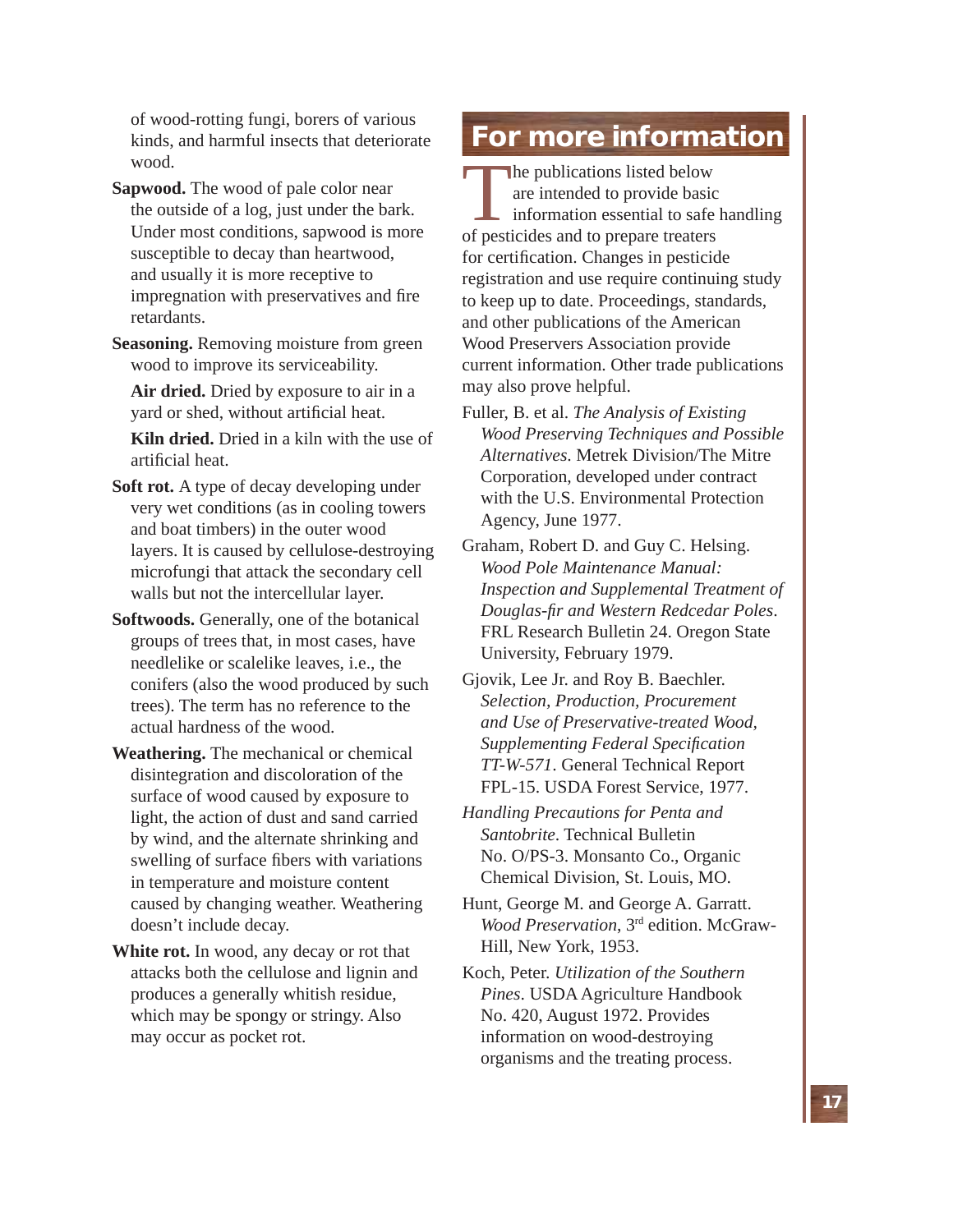of wood-rotting fungi, borers of various kinds, and harmful insects that deteriorate wood.

**Sapwood.** The wood of pale color near the outside of a log, just under the bark. Under most conditions, sapwood is more susceptible to decay than heartwood, and usually it is more receptive to impregnation with preservatives and fire retardants.

**Seasoning.** Removing moisture from green wood to improve its serviceability.

**Air dried.** Dried by exposure to air in a yard or shed, without artificial heat.

**Kiln dried.** Dried in a kiln with the use of artificial heat.

**Soft rot.** A type of decay developing under very wet conditions (as in cooling towers and boat timbers) in the outer wood layers. It is caused by cellulose-destroying microfungi that attack the secondary cell walls but not the intercellular layer.

**Softwoods.** Generally, one of the botanical groups of trees that, in most cases, have needlelike or scalelike leaves, i.e., the conifers (also the wood produced by such trees). The term has no reference to the actual hardness of the wood.

**Weathering.** The mechanical or chemical disintegration and discoloration of the surface of wood caused by exposure to light, the action of dust and sand carried by wind, and the alternate shrinking and swelling of surface fibers with variations in temperature and moisture content caused by changing weather. Weathering doesn't include decay.

**White rot.** In wood, any decay or rot that attacks both the cellulose and lignin and produces a generally whitish residue, which may be spongy or stringy. Also may occur as pocket rot.

# For more information

The publications listed below are intended to provide basic information essential to safe handling of pesticides and to prepare treaters for certification. Changes in pesticide registration and use require continuing study to keep up to date. Proceedings, standards, and other publications of the American Wood Preservers Association provide current information. Other trade publications may also prove helpful.

Fuller, B. et al. *The Analysis of Existing Wood Preserving Techniques and Possible Alternatives*. Metrek Division/The Mitre Corporation, developed under contract with the U.S. Environmental Protection Agency, June 1977.

Graham, Robert D. and Guy C. Helsing. *Wood Pole Maintenance Manual: Inspection and Supplemental Treatment of Douglas-fir and Western Redcedar Poles*. FRL Research Bulletin 24. Oregon State University, February 1979.

Gjovik, Lee Jr. and Roy B. Baechler. *Selection, Production, Procurement and Use of Preservative-treated Wood, Supplementing Federal Specification TT-W-571*. General Technical Report FPL-15. USDA Forest Service, 1977.

*Handling Precautions for Penta and Santobrite*. Technical Bulletin No. O/PS-3. Monsanto Co., Organic Chemical Division, St. Louis, MO.

Hunt, George M. and George A. Garratt. *Wood Preservation*, 3rd edition. McGraw-Hill, New York, 1953.

Koch, Peter. *Utilization of the Southern Pines*. USDA Agriculture Handbook No. 420, August 1972. Provides information on wood-destroying organisms and the treating process.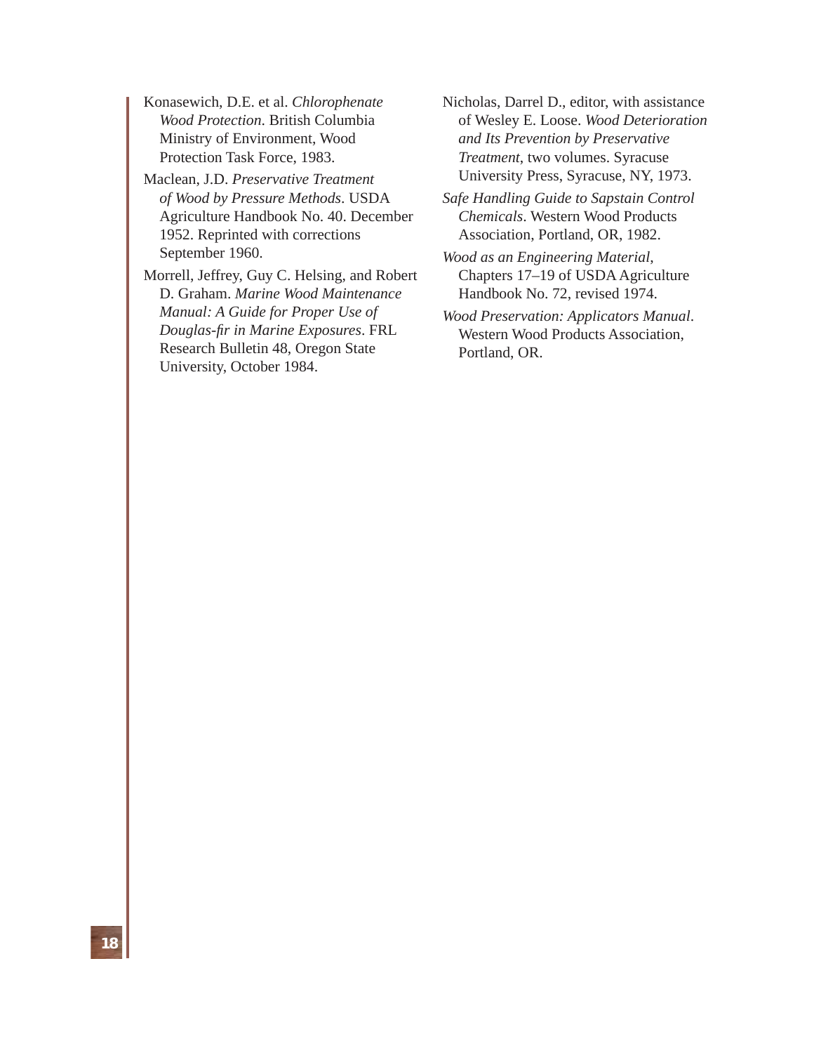Konasewich, D.E. et al. *Chlorophenate Wood Protection*. British Columbia Ministry of Environment, Wood Protection Task Force, 1983.

Maclean, J.D. *Preservative Treatment of Wood by Pressure Methods*. USDA Agriculture Handbook No. 40. December 1952. Reprinted with corrections September 1960.

Morrell, Jeffrey, Guy C. Helsing, and Robert D. Graham. *Marine Wood Maintenance Manual: A Guide for Proper Use of Douglas-fir in Marine Exposures*. FRL Research Bulletin 48, Oregon State University, October 1984.

Nicholas, Darrel D., editor, with assistance of Wesley E. Loose. *Wood Deterioration and Its Prevention by Preservative Treatment*, two volumes. Syracuse University Press, Syracuse, NY, 1973.

*Safe Handling Guide to Sapstain Control Chemicals*. Western Wood Products Association, Portland, OR, 1982.

*Wood as an Engineering Material*, Chapters 17–19 of USDA Agriculture Handbook No. 72, revised 1974.

*Wood Preservation: Applicators Manual*. Western Wood Products Association, Portland, OR.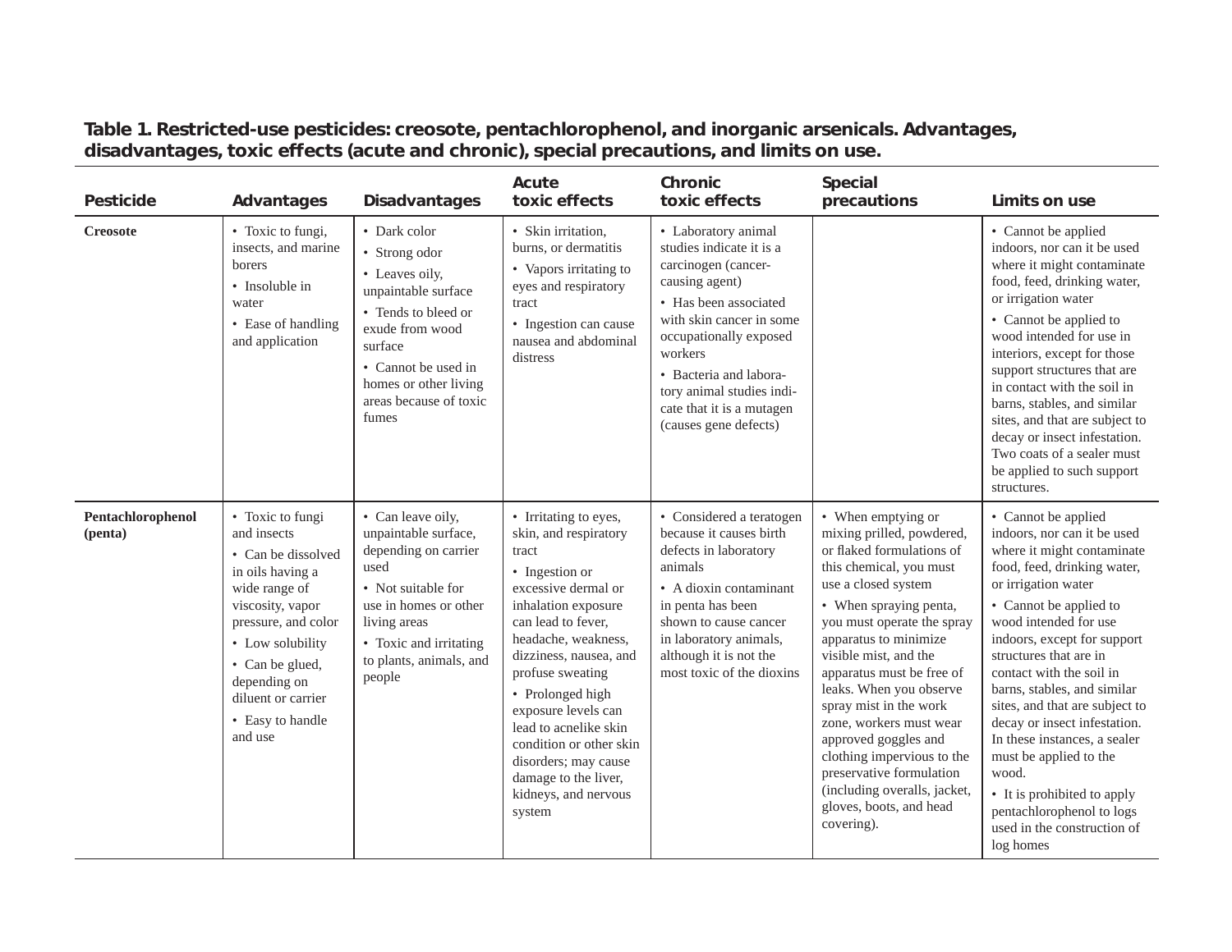**Table 1. Restricted-use pesticides: creosote, pentachlorophenol, and inorganic arsenicals. Advantages, disadvantages, toxic effects (acute and chronic), special precautions, and limits on use.**

| Pesticide | Advantages | Disadvantages | Acute toxic effects | Chronic toxic effects | Special precautions | Limits on use |
|---|---|---|---|---|---|---|
| **Creosote** | • Toxic to fungi, insects, and marine borers<br>• Insoluble in water<br>• Ease of handling and application | • Dark color<br>• Strong odor<br>• Leaves oily, unpaintable surface<br>• Tends to bleed or exude from wood surface<br>• Cannot be used in homes or other living areas because of toxic fumes | • Skin irritation, burns, or dermatitis<br>• Vapors irritating to eyes and respiratory tract<br>• Ingestion can cause nausea and abdominal distress | • Laboratory animal studies indicate it is a carcinogen (cancer-causing agent)<br>• Has been associated with skin cancer in some occupationally exposed workers<br>• Bacteria and laboratory animal studies indicate that it is a mutagen (causes gene defects) | | • Cannot be applied indoors, nor can it be used where it might contaminate food, feed, drinking water, or irrigation water<br>• Cannot be applied to wood intended for use in interiors, except for those support structures that are in contact with the soil in barns, stables, and similar sites, and that are subject to decay or insect infestation. Two coats of a sealer must be applied to such support structures. |
| **Pentachlorophenol (penta)** | • Toxic to fungi and insects<br>• Can be dissolved in oils having a wide range of viscosity, vapor pressure, and color<br>• Low solubility<br>• Can be glued, depending on diluent or carrier<br>• Easy to handle and use | • Can leave oily, unpaintable surface, depending on carrier used<br>• Not suitable for use in homes or other living areas<br>• Toxic and irritating to plants, animals, and people | • Irritating to eyes, skin, and respiratory tract<br>• Ingestion or excessive dermal or inhalation exposure can lead to fever, headache, weakness, dizziness, nausea, and profuse sweating<br>• Prolonged high exposure levels can lead to acnelike skin condition or other skin disorders; may cause damage to the liver, kidneys, and nervous system | • Considered a teratogen because it causes birth defects in laboratory animals<br>• A dioxin contaminant in penta has been shown to cause cancer in laboratory animals, although it is not the most toxic of the dioxins | • When emptying or mixing prilled, powdered, or flaked formulations of this chemical, you must use a closed system<br>• When spraying penta, you must operate the spray apparatus to minimize visible mist, and the apparatus must be free of leaks. When you observe spray mist in the work zone, workers must wear approved goggles and clothing impervious to the preservative formulation (including overalls, jacket, gloves, boots, and head covering). | • Cannot be applied indoors, nor can it be used where it might contaminate food, feed, drinking water, or irrigation water<br>• Cannot be applied to wood intended for use indoors, except for support structures that are in contact with the soil in barns, stables, and similar sites, and that are subject to decay or insect infestation. In these instances, a sealer must be applied to the wood.<br>• It is prohibited to apply pentachlorophenol to logs used in the construction of log homes |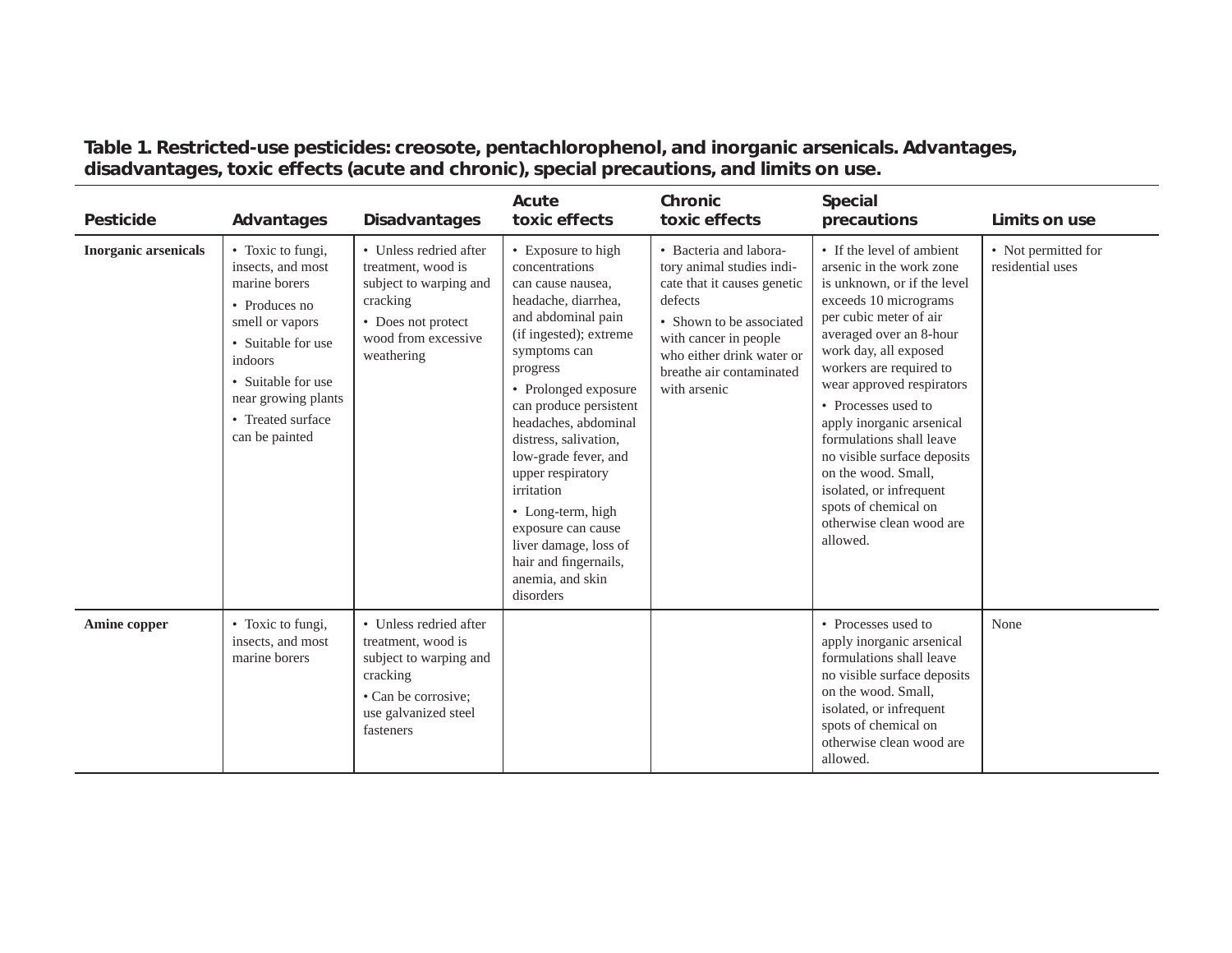**Table 1. Restricted-use pesticides: creosote, pentachlorophenol, and inorganic arsenicals. Advantages, disadvantages, toxic effects (acute and chronic), special precautions, and limits on use.**

| Pesticide | Advantages | Disadvantages | Acute toxic effects | Chronic toxic effects | Special precautions | Limits on use |
|---|---|---|---|---|---|---|
| **Inorganic arsenicals** | • Toxic to fungi, insects, and most marine borers<br>• Produces no smell or vapors<br>• Suitable for use indoors<br>• Suitable for use near growing plants<br>• Treated surface can be painted | • Unless redried after treatment, wood is subject to warping and cracking<br>• Does not protect wood from excessive weathering | • Exposure to high concentrations can cause nausea, headache, diarrhea, and abdominal pain (if ingested); extreme symptoms can progress<br>• Prolonged exposure can produce persistent headaches, abdominal distress, salivation, low-grade fever, and upper respiratory irritation<br>• Long-term, high exposure can cause liver damage, loss of hair and fingernails, anemia, and skin disorders | • Bacteria and laboratory animal studies indicate that it causes genetic defects<br>• Shown to be associated with cancer in people who either drink water or breathe air contaminated with arsenic | • If the level of ambient arsenic in the work zone is unknown, or if the level exceeds 10 micrograms per cubic meter of air averaged over an 8-hour work day, all exposed workers are required to wear approved respirators<br>• Processes used to apply inorganic arsenical formulations shall leave no visible surface deposits on the wood. Small, isolated, or infrequent spots of chemical on otherwise clean wood are allowed. | • Not permitted for residential uses |
| **Amine copper** | • Toxic to fungi, insects, and most marine borers | • Unless redried after treatment, wood is subject to warping and cracking<br>• Can be corrosive; use galvanized steel fasteners | | | • Processes used to apply inorganic arsenical formulations shall leave no visible surface deposits on the wood. Small, isolated, or infrequent spots of chemical on otherwise clean wood are allowed. | None |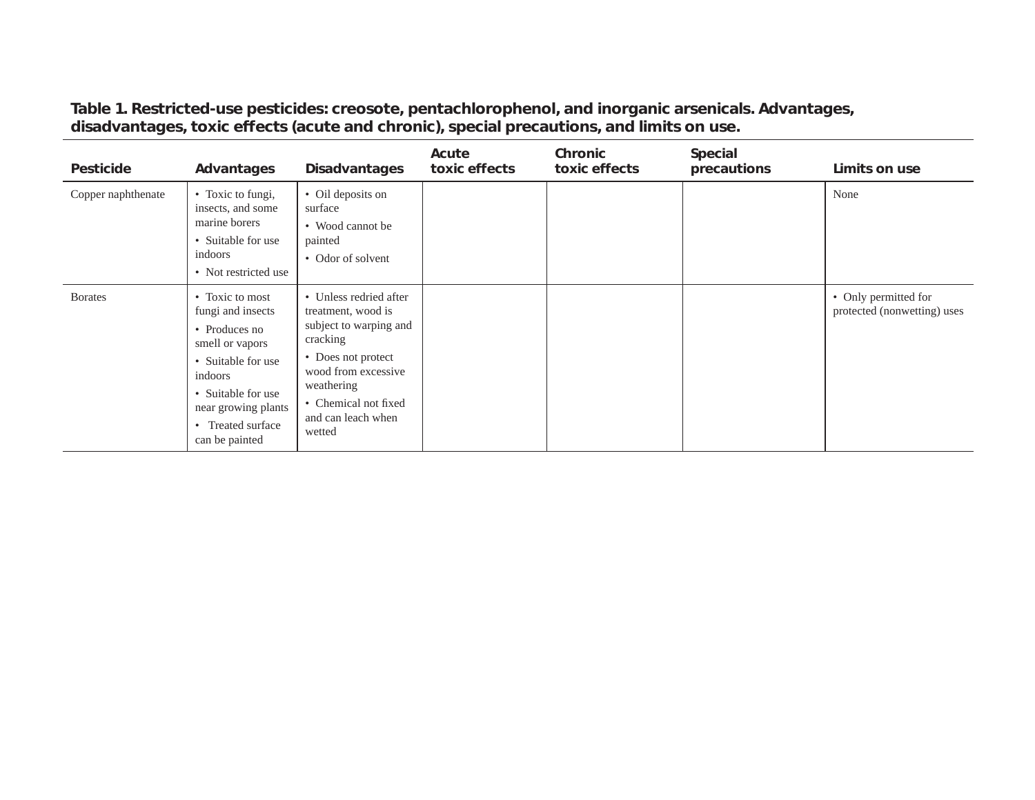**Table 1. Restricted-use pesticides: creosote, pentachlorophenol, and inorganic arsenicals. Advantages, disadvantages, toxic effects (acute and chronic), special precautions, and limits on use.**

| Pesticide | Advantages | Disadvantages | Acute toxic effects | Chronic toxic effects | Special precautions | Limits on use |
|---|---|---|---|---|---|---|
| Copper naphthenate | • Toxic to fungi, insects, and some marine borers<br>• Suitable for use indoors<br>• Not restricted use | • Oil deposits on surface<br>• Wood cannot be painted<br>• Odor of solvent | | | | None |
| Borates | • Toxic to most fungi and insects<br>• Produces no smell or vapors<br>• Suitable for use indoors<br>• Suitable for use near growing plants<br>• Treated surface can be painted | • Unless redried after treatment, wood is subject to warping and cracking<br>• Does not protect wood from excessive weathering<br>• Chemical not fixed and can leach when wetted | | | | • Only permitted for protected (nonwetting) uses |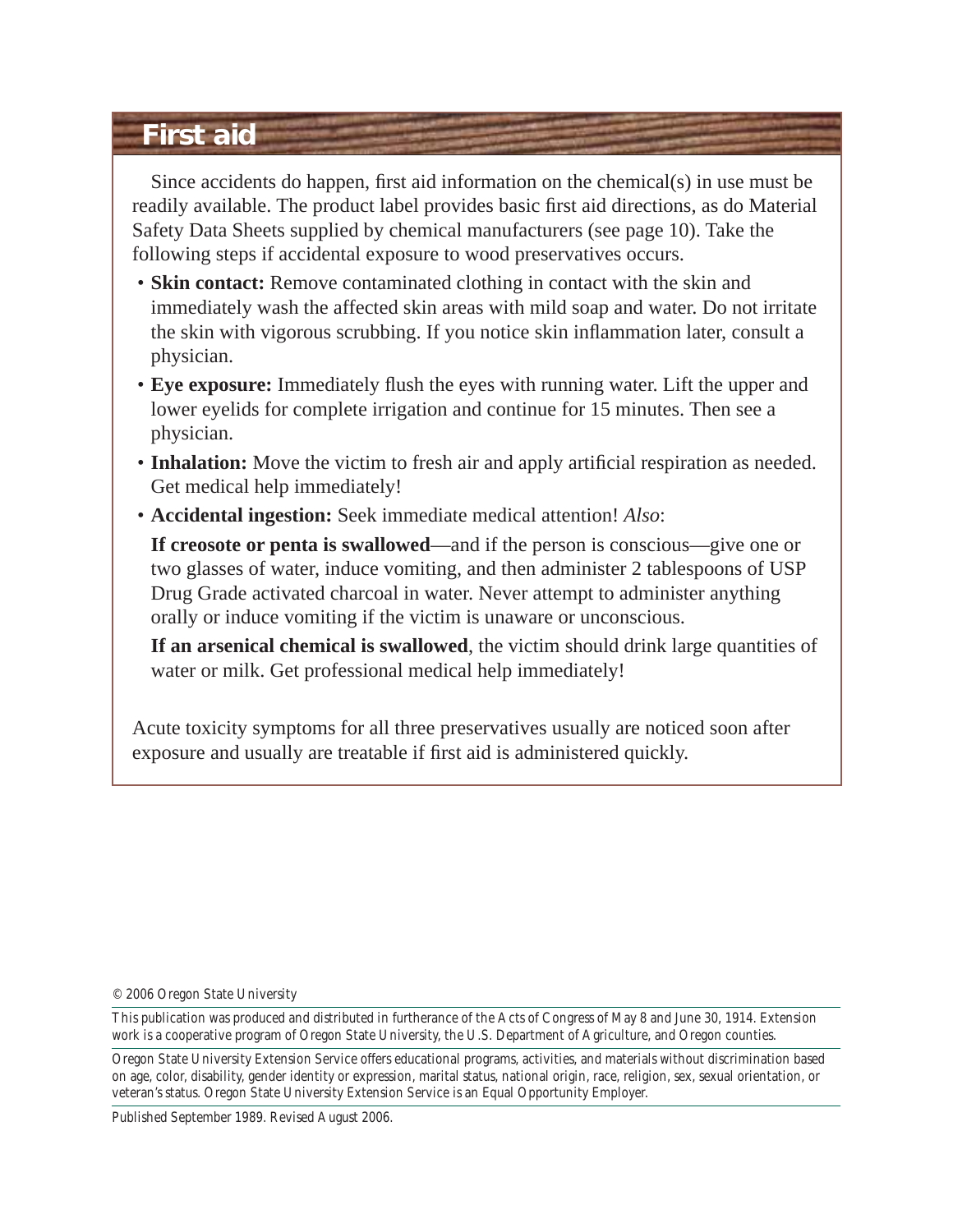## First aid

Since accidents do happen, first aid information on the chemical(s) in use must be readily available. The product label provides basic first aid directions, as do Material Safety Data Sheets supplied by chemical manufacturers (see page 10). Take the following steps if accidental exposure to wood preservatives occurs.

- **Skin contact:** Remove contaminated clothing in contact with the skin and immediately wash the affected skin areas with mild soap and water. Do not irritate the skin with vigorous scrubbing. If you notice skin inflammation later, consult a physician.
- **Eye exposure:** Immediately flush the eyes with running water. Lift the upper and lower eyelids for complete irrigation and continue for 15 minutes. Then see a physician.
- **Inhalation:** Move the victim to fresh air and apply artificial respiration as needed. Get medical help immediately!
- **Accidental ingestion:** Seek immediate medical attention! *Also*:

  **If creosote or penta is swallowed**—and if the person is conscious—give one or two glasses of water, induce vomiting, and then administer 2 tablespoons of USP Drug Grade activated charcoal in water. Never attempt to administer anything orally or induce vomiting if the victim is unaware or unconscious.

  **If an arsenical chemical is swallowed**, the victim should drink large quantities of water or milk. Get professional medical help immediately!

Acute toxicity symptoms for all three preservatives usually are noticed soon after exposure and usually are treatable if first aid is administered quickly.

© 2006 Oregon State University

This publication was produced and distributed in furtherance of the Acts of Congress of May 8 and June 30, 1914. Extension work is a cooperative program of Oregon State University, the U.S. Department of Agriculture, and Oregon counties.

Oregon State University Extension Service offers educational programs, activities, and materials without discrimination based on age, color, disability, gender identity or expression, marital status, national origin, race, religion, sex, sexual orientation, or veteran's status. Oregon State University Extension Service is an Equal Opportunity Employer.

Published September 1989. Revised August 2006.